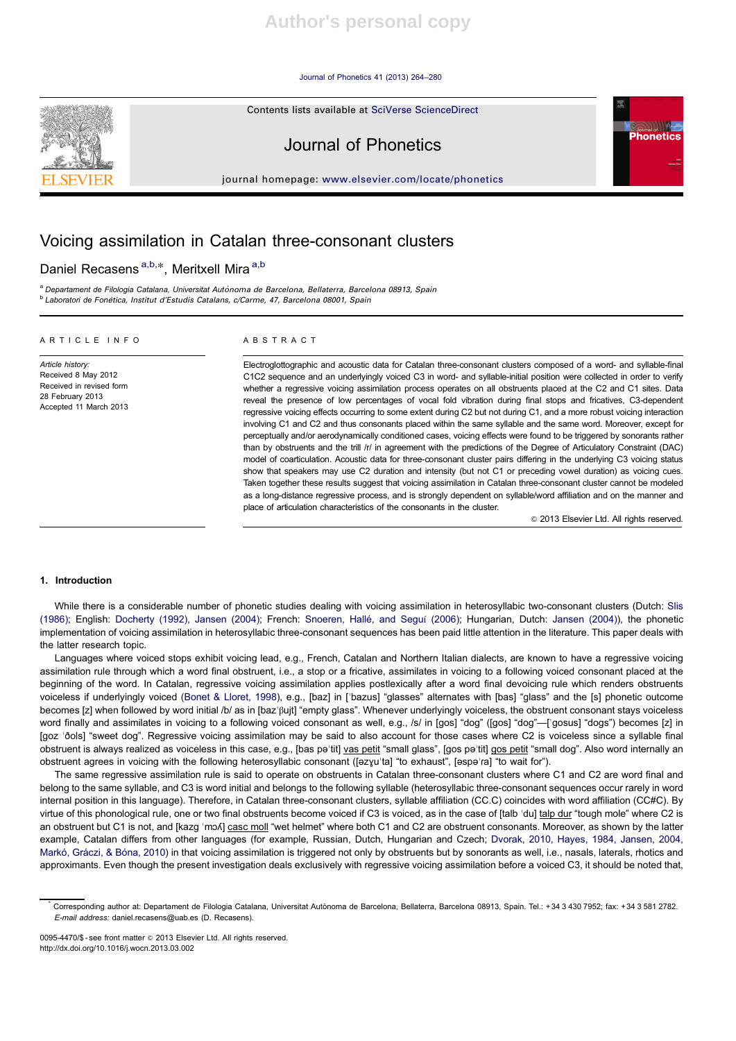# Voicing assimilation in Catalan three-consonant clusters

Daniel Recasens [a,b,*], Meritxell Mira [a,b]

[a] Departament de Filologia Catalana, Universitat Autònoma de Barcelona, Bellaterra, Barcelona 08913, Spain
[b] Laboratori de Fonètica, Institut d'Estudis Catalans, c/Carme, 47, Barcelona 08001, Spain

**ARTICLE INFO**

*Article history:*
Received 8 May 2012
Received in revised form 28 February 2013
Accepted 11 March 2013

**ABSTRACT**

Electroglottographic and acoustic data for Catalan three-consonant clusters composed of a word- and syllable-final C1C2 sequence and an underlyingly voiced C3 in word- and syllable-initial position were collected in order to verify whether a regressive voicing assimilation process operates on all obstruents placed at the C2 and C1 sites. Data reveal the presence of low percentages of vocal fold vibration during final stops and fricatives, C3-dependent regressive voicing effects occurring to some extent during C2 but not during C1, and a more robust voicing interaction involving C1 and C2 and thus consonants placed within the same syllable and the same word. Moreover, except for perceptually and/or aerodynamically conditioned cases, voicing effects were found to be triggered by sonorants rather than by obstruents and the trill /r/ in agreement with the predictions of the Degree of Articulatory Constraint (DAC) model of coarticulation. Acoustic data for three-consonant cluster pairs differing in the underlying C3 voicing status show that speakers may use C2 duration and intensity (but not C1 or preceding vowel duration) as voicing cues. Taken together these results suggest that voicing assimilation in Catalan three-consonant cluster cannot be modeled as a long-distance regressive process, and is strongly dependent on syllable/word affiliation and on the manner and place of articulation characteristics of the consonants in the cluster.

© 2013 Elsevier Ltd. All rights reserved.

## 1. Introduction

While there is a considerable number of phonetic studies dealing with voicing assimilation in heterosyllabic two-consonant clusters (Dutch: Slis (1986); English: Docherty (1992), Jansen (2004); French: Snoeren, Hallé, and Seguí (2006); Hungarian, Dutch: Jansen (2004)), the phonetic implementation of voicing assimilation in heterosyllabic three-consonant sequences has been paid little attention in the literature. This paper deals with the latter research topic.

Languages where voiced stops exhibit voicing lead, e.g., French, Catalan and Northern Italian dialects, are known to have a regressive voicing assimilation rule through which a word final obstruent, i.e., a stop or a fricative, assimilates in voicing to a following voiced consonant placed at the beginning of the word. In Catalan, regressive voicing assimilation applies postlexically after a word final devoicing rule which renders obstruents voiceless if underlyingly voiced (Bonet & Lloret, 1998), e.g., [baz] in [ˈbazus] "glasses" alternates with [bas] "glass" and the [s] phonetic outcome becomes [z] when followed by word initial /b/ as in [bazˈβujt] "empty glass". Whenever underlyingly voiceless, the obstruent consonant stays voiceless word finally and assimilates in voicing to a following voiced consonant as well, e.g., /s/ in [gos] "dog" ([gos] "dog"—[ˈgosus] "dogs") becomes [z] in [goz ˈðols] "sweet dog". Regressive voicing assimilation may be said to also account for those cases where C2 is voiceless since a syllable final obstruent is always realized as voiceless in this case, e.g., [bas pəˈtit] vas petit "small glass", [gos pəˈtit] gos petit "small dog". Also word internally an obstruent agrees in voicing with the following heterosyllabic consonant ([əzɣuˈta] "to exhaust", [əspəˈra] "to wait for").

The same regressive assimilation rule is said to operate on obstruents in Catalan three-consonant clusters where C1 and C2 are word final and belong to the same syllable, and C3 is word initial and belongs to the following syllable (heterosyllabic three-consonant sequences occur rarely in word internal position in this language). Therefore, in Catalan three-consonant clusters, syllable affiliation (CC.C) coincides with word affiliation (CC#C). By virtue of this phonological rule, one or two final obstruents become voiced if C3 is voiced, as in the case of [talb ˈdu] talp dur "tough mole" where C2 is an obstruent but C1 is not, and [kazg ˈmɔʎ] casc moll "wet helmet" where both C1 and C2 are obstruent consonants. Moreover, as shown by the latter example, Catalan differs from other languages (for example, Russian, Dutch, Hungarian and Czech; Dvorak, 2010, Hayes, 1984, Jansen, 2004, Markó, Gráczi, & Bóna, 2010) in that voicing assimilation is triggered not only by obstruents but by sonorants as well, i.e., nasals, laterals, rhotics and approximants. Even though the present investigation deals exclusively with regressive voicing assimilation before a voiced C3, it should be noted that,

* Corresponding author at: Departament de Filologia Catalana, Universitat Autònoma de Barcelona, Bellaterra, Barcelona 08913, Spain. Tel.: +34 3 430 7952; fax: +34 3 581 2782.
E-mail address: daniel.recasens@uab.es (D. Recasens).

0095-4470/$ - see front matter © 2013 Elsevier Ltd. All rights reserved.
http://dx.doi.org/10.1016/j.wocn.2013.03.002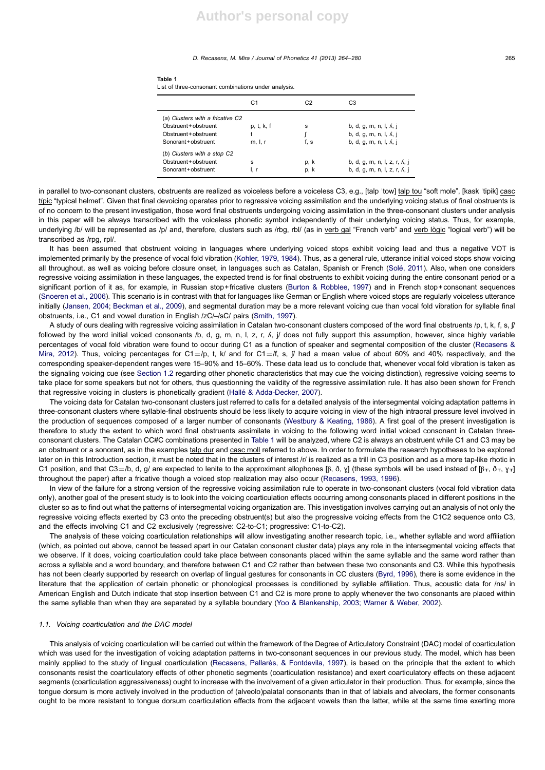**Table 1**
List of three-consonant combinations under analysis.

| | C1 | C2 | C3 |
|---|---|---|---|
| *(a) Clusters with a fricative C2* | | | |
| Obstruent+obstruent | p, t, k, f | s | b, d, g, m, n, l, ʎ, j |
| Obstruent+obstruent | t | ʃ | b, d, g, m, n, l, ʎ, j |
| Sonorant+obstruent | m, l, r | f, s | b, d, g, m, n, l, ʎ, j |
| *(b) Clusters with a stop C2* | | | |
| Obstruent+obstruent | s | p, k | b, d, g, m, n, l, z, r, ʎ, j |
| Sonorant+obstruent | l, r | p, k | b, d, g, m, n, l, z, r, ʎ, j |

in parallel to two-consonant clusters, obstruents are realized as voiceless before a voiceless C3, e.g., [talp ˈtow] talp tou "soft mole", [kask ˈtipik] casc típic "typical helmet". Given that final devoicing operates prior to regressive voicing assimilation and the underlying voicing status of final obstruents is of no concern to the present investigation, those word final obstruents undergoing voicing assimilation in the three-consonant clusters under analysis in this paper will be always transcribed with the voiceless phonetic symbol independently of their underlying voicing status. Thus, for example, underlying /b/ will be represented as /p/ and, therefore, clusters such as /rbg, rbl/ (as in verb gal "French verb" and verb lògic "logical verb") will be transcribed as /rpg, rpl/.

It has been assumed that obstruent voicing in languages where underlying voiced stops exhibit voicing lead and thus a negative VOT is implemented primarily by the presence of vocal fold vibration (Kohler, 1979, 1984). Thus, as a general rule, utterance initial voiced stops show voicing all throughout, as well as voicing before closure onset, in languages such as Catalan, Spanish or French (Solé, 2011). Also, when one considers regressive voicing assimilation in these languages, the expected trend is for final obstruents to exhibit voicing during the entire consonant period or a significant portion of it as, for example, in Russian stop+fricative clusters (Burton & Robblee, 1997) and in French stop+consonant sequences (Snoeren et al., 2006). This scenario is in contrast with that for languages like German or English where voiced stops are regularly voiceless utterance initially (Jansen, 2004; Beckman et al., 2009), and segmental duration may be a more relevant voicing cue than vocal fold vibration for syllable final obstruents, i.e., C1 and vowel duration in English /zC/–/sC/ pairs (Smith, 1997).

A study of ours dealing with regressive voicing assimilation in Catalan two-consonant clusters composed of the word final obstruents /p, t, k, f, s, ʃ/ followed by the word initial voiced consonants /b, d, g, m, n, l, z, r, ʎ, j/ does not fully support this assumption, however, since highly variable percentages of vocal fold vibration were found to occur during C1 as a function of speaker and segmental composition of the cluster (Recasens & Mira, 2012). Thus, voicing percentages for C1=/p, t, k/ and for C1=/f, s, ʃ/ had a mean value of about 60% and 40% respectively, and the corresponding speaker-dependent ranges were 15–90% and 15–60%. These data lead us to conclude that, whenever vocal fold vibration is taken as the signaling voicing cue (see Section 1.2 regarding other phonetic characteristics that may cue the voicing distinction), regressive voicing seems to take place for some speakers but not for others, thus questionning the validity of the regressive assimilation rule. It has also been shown for French that regressive voicing in clusters is phonetically gradient (Hallé & Adda-Decker, 2007).

The voicing data for Catalan two-consonant clusters just referred to calls for a detailed analysis of the intersegmental voicing adaptation patterns in three-consonant clusters where syllable-final obstruents should be less likely to acquire voicing in view of the high intraoral pressure level involved in the production of sequences composed of a larger number of consonants (Westbury & Keating, 1986). A first goal of the present investigation is therefore to study the extent to which word final obstruents assimilate in voicing to the following word initial voiced consonant in Catalan three-consonant clusters. The Catalan CC#C combinations presented in Table 1 will be analyzed, where C2 is always an obstruent while C1 and C3 may be an obstruent or a sonorant, as in the examples talp dur and casc moll referred to above. In order to formulate the research hypotheses to be explored later on in this Introduction section, it must be noted that in the clusters of interest /r/ is realized as a trill in C3 position and as a more tap-like rhotic in C1 position, and that C3=/b, d, g/ are expected to lenite to the approximant allophones [β, ð, ɣ] (these symbols will be used instead of [β̞, ð̞, ɣ̞] throughout the paper) after a fricative though a voiced stop realization may also occur (Recasens, 1993, 1996).

In view of the failure for a strong version of the regressive voicing assimilation rule to operate in two-consonant clusters (vocal fold vibration data only), another goal of the present study is to look into the voicing coarticulation effects occurring among consonants placed in different positions in the cluster so as to find out what the patterns of intersegmental voicing organization are. This investigation involves carrying out an analysis of not only the regressive voicing effects exerted by C3 onto the preceding obstruent(s) but also the progressive voicing effects from the C1C2 sequence onto C3, and the effects involving C1 and C2 exclusively (regressive: C2-to-C1; progressive: C1-to-C2).

The analysis of these voicing coarticulation relationships will allow investigating another research topic, i.e., whether syllable and word affiliation (which, as pointed out above, cannot be teased apart in our Catalan consonant cluster data) plays any role in the intersegmental voicing effects that we observe. If it does, voicing coarticulation could take place between consonants placed within the same syllable and the same word rather than across a syllable and a word boundary, and therefore between C1 and C2 rather than between these two consonants and C3. While this hypothesis has not been clearly supported by research on overlap of lingual gestures for consonants in CC clusters (Byrd, 1996), there is some evidence in the literature that the application of certain phonetic or phonological processes is conditioned by syllable affiliation. Thus, acoustic data for /ns/ in American English and Dutch indicate that stop insertion between C1 and C2 is more prone to apply whenever the two consonants are placed within the same syllable than when they are separated by a syllable boundary (Yoo & Blankenship, 2003; Warner & Weber, 2002).

### *1.1. Voicing coarticulation and the DAC model*

This analysis of voicing coarticulation will be carried out within the framework of the Degree of Articulatory Constraint (DAC) model of coarticulation which was used for the investigation of voicing adaptation patterns in two-consonant sequences in our previous study. The model, which has been mainly applied to the study of lingual coarticulation (Recasens, Pallarès, & Fontdevila, 1997), is based on the principle that the extent to which consonants resist the coarticulatory effects of other phonetic segments (coarticulation resistance) and exert coarticulatory effects on these adjacent segments (coarticulation aggressiveness) ought to increase with the involvement of a given articulator in their production. Thus, for example, since the tongue dorsum is more actively involved in the production of (alveolo)palatal consonants than in that of labials and alveolars, the former consonants ought to be more resistant to tongue dorsum coarticulation effects from the adjacent vowels than the latter, while at the same time exerting more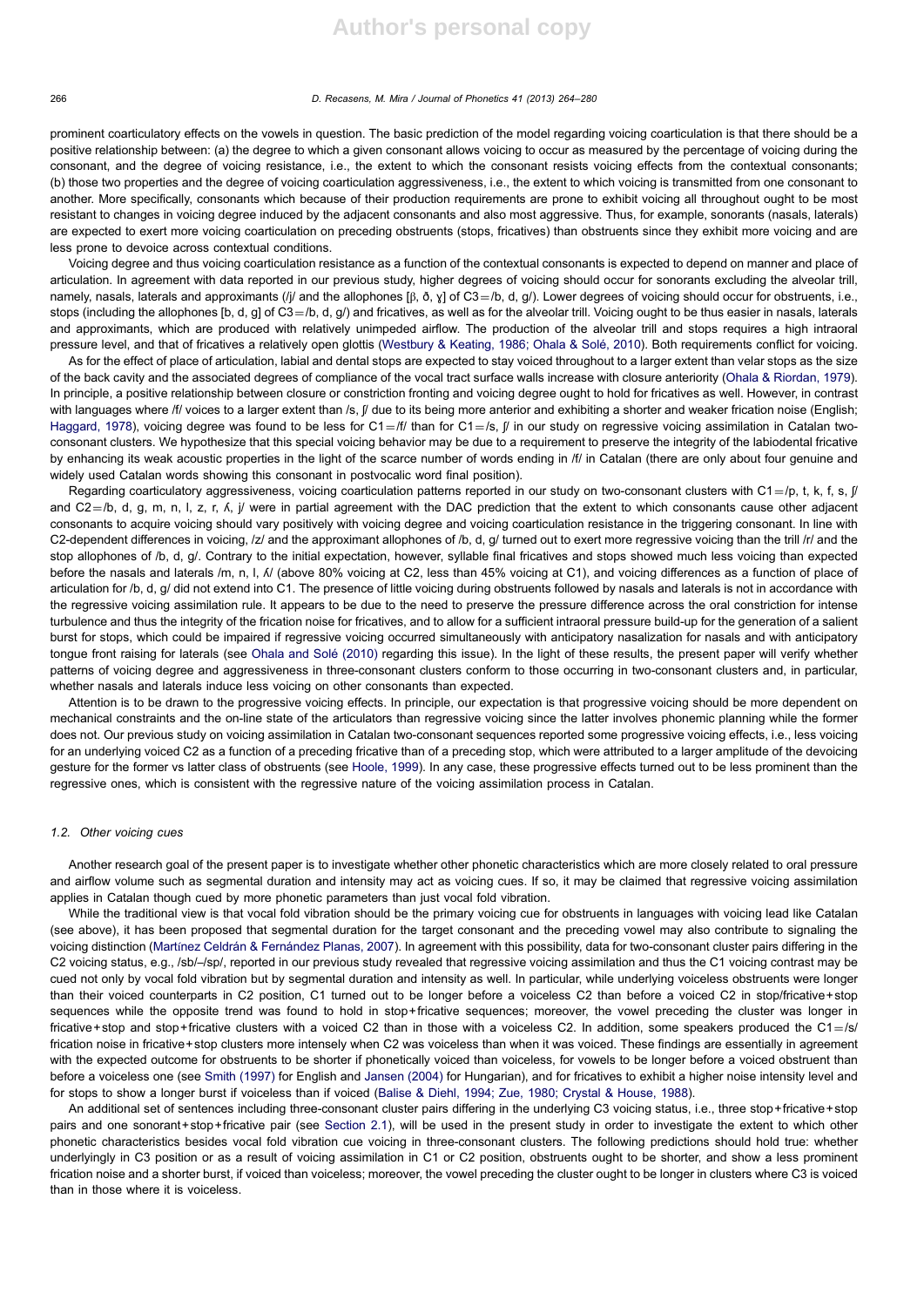prominent coarticulatory effects on the vowels in question. The basic prediction of the model regarding voicing coarticulation is that there should be a positive relationship between: (a) the degree to which a given consonant allows voicing to occur as measured by the percentage of voicing during the consonant, and the degree of voicing resistance, i.e., the extent to which the consonant resists voicing effects from the contextual consonants; (b) those two properties and the degree of voicing coarticulation aggressiveness, i.e., the extent to which voicing is transmitted from one consonant to another. More specifically, consonants which because of their production requirements are prone to exhibit voicing all throughout ought to be most resistant to changes in voicing degree induced by the adjacent consonants and also most aggressive. Thus, for example, sonorants (nasals, laterals) are expected to exert more voicing coarticulation on preceding obstruents (stops, fricatives) than obstruents since they exhibit more voicing and are less prone to devoice across contextual conditions.

Voicing degree and thus voicing coarticulation resistance as a function of the contextual consonants is expected to depend on manner and place of articulation. In agreement with data reported in our previous study, higher degrees of voicing should occur for sonorants excluding the alveolar trill, namely, nasals, laterals and approximants (/j/ and the allophones [β, ð, ɣ] of C3=/b, d, g/). Lower degrees of voicing should occur for obstruents, i.e., stops (including the allophones [b, d, g] of C3=/b, d, g/) and fricatives, as well as for the alveolar trill. Voicing ought to be thus easier in nasals, laterals and approximants, which are produced with relatively unimpeded airflow. The production of the alveolar trill and stops requires a high intraoral pressure level, and that of fricatives a relatively open glottis (Westbury & Keating, 1986; Ohala & Solé, 2010). Both requirements conflict for voicing.

As for the effect of place of articulation, labial and dental stops are expected to stay voiced throughout to a larger extent than velar stops as the size of the back cavity and the associated degrees of compliance of the vocal tract surface walls increase with closure anteriority (Ohala & Riordan, 1979). In principle, a positive relationship between closure or constriction fronting and voicing degree ought to hold for fricatives as well. However, in contrast with languages where /f/ voices to a larger extent than /s, ʃ/ due to its being more anterior and exhibiting a shorter and weaker frication noise (English; Haggard, 1978), voicing degree was found to be less for C1=/f/ than for C1=/s, ʃ/ in our study on regressive voicing assimilation in Catalan two-consonant clusters. We hypothesize that this special voicing behavior may be due to a requirement to preserve the integrity of the labiodental fricative by enhancing its weak acoustic properties in the light of the scarce number of words ending in /f/ in Catalan (there are only about four genuine and widely used Catalan words showing this consonant in postvocalic word final position).

Regarding coarticulatory aggressiveness, voicing coarticulation patterns reported in our study on two-consonant clusters with C1=/p, t, k, f, s, ʃ/ and C2=/b, d, g, m, n, l, z, r, ʎ, j/ were in partial agreement with the DAC prediction that the extent to which consonants cause other adjacent consonants to acquire voicing should vary positively with voicing degree and voicing coarticulation resistance in the triggering consonant. In line with C2-dependent differences in voicing, /z/ and the approximant allophones of /b, d, g/ turned out to exert more regressive voicing than the trill /r/ and the stop allophones of /b, d, g/. Contrary to the initial expectation, however, syllable final fricatives and stops showed much less voicing than expected before the nasals and laterals /m, n, l, ʎ/ (above 80% voicing at C2, less than 45% voicing at C1), and voicing differences as a function of place of articulation for /b, d, g/ did not extend into C1. The presence of little voicing during obstruents followed by nasals and laterals is not in accordance with the regressive voicing assimilation rule. It appears to be due to the need to preserve the pressure difference across the oral constriction for intense turbulence and thus the integrity of the frication noise for fricatives, and to allow for a sufficient intraoral pressure build-up for the generation of a salient burst for stops, which could be impaired if regressive voicing occurred simultaneously with anticipatory nasalization for nasals and with anticipatory tongue front raising for laterals (see Ohala and Solé (2010) regarding this issue). In the light of these results, the present paper will verify whether patterns of voicing degree and aggressiveness in three-consonant clusters conform to those occurring in two-consonant clusters and, in particular, whether nasals and laterals induce less voicing on other consonants than expected.

Attention is to be drawn to the progressive voicing effects. In principle, our expectation is that progressive voicing should be more dependent on mechanical constraints and the on-line state of the articulators than regressive voicing since the latter involves phonemic planning while the former does not. Our previous study on voicing assimilation in Catalan two-consonant sequences reported some progressive voicing effects, i.e., less voicing for an underlying voiced C2 as a function of a preceding fricative than of a preceding stop, which were attributed to a larger amplitude of the devoicing gesture for the former vs latter class of obstruents (see Hoole, 1999). In any case, these progressive effects turned out to be less prominent than the regressive ones, which is consistent with the regressive nature of the voicing assimilation process in Catalan.

### *1.2. Other voicing cues*

Another research goal of the present paper is to investigate whether other phonetic characteristics which are more closely related to oral pressure and airflow volume such as segmental duration and intensity may act as voicing cues. If so, it may be claimed that regressive voicing assimilation applies in Catalan though cued by more phonetic parameters than just vocal fold vibration.

While the traditional view is that vocal fold vibration should be the primary voicing cue for obstruents in languages with voicing lead like Catalan (see above), it has been proposed that segmental duration for the target consonant and the preceding vowel may also contribute to signaling the voicing distinction (Martínez Celdrán & Fernández Planas, 2007). In agreement with this possibility, data for two-consonant cluster pairs differing in the C2 voicing status, e.g., /sb/–/sp/, reported in our previous study revealed that regressive voicing assimilation and thus the C1 voicing contrast may be cued not only by vocal fold vibration but by segmental duration and intensity as well. In particular, while underlying voiceless obstruents were longer than their voiced counterparts in C2 position, C1 turned out to be longer before a voiceless C2 than before a voiced C2 in stop/fricative+stop sequences while the opposite trend was found to hold in stop+fricative sequences; moreover, the vowel preceding the cluster was longer in fricative+stop and stop+fricative clusters with a voiced C2 than in those with a voiceless C2. In addition, some speakers produced the C1=/s/ frication noise in fricative+stop clusters more intensely when C2 was voiceless than when it was voiced. These findings are essentially in agreement with the expected outcome for obstruents to be shorter if phonetically voiced than voiceless, for vowels to be longer before a voiced obstruent than before a voiceless one (see Smith (1997) for English and Jansen (2004) for Hungarian), and for fricatives to exhibit a higher noise intensity level and for stops to show a longer burst if voiceless than if voiced (Balise & Diehl, 1994; Zue, 1980; Crystal & House, 1988).

An additional set of sentences including three-consonant cluster pairs differing in the underlying C3 voicing status, i.e., three stop+fricative+stop pairs and one sonorant+stop+fricative pair (see Section 2.1), will be used in the present study in order to investigate the extent to which other phonetic characteristics besides vocal fold vibration cue voicing in three-consonant clusters. The following predictions should hold true: whether underlyingly in C3 position or as a result of voicing assimilation in C1 or C2 position, obstruents ought to be shorter, and show a less prominent frication noise and a shorter burst, if voiced than voiceless; moreover, the vowel preceding the cluster ought to be longer in clusters where C3 is voiced than in those where it is voiceless.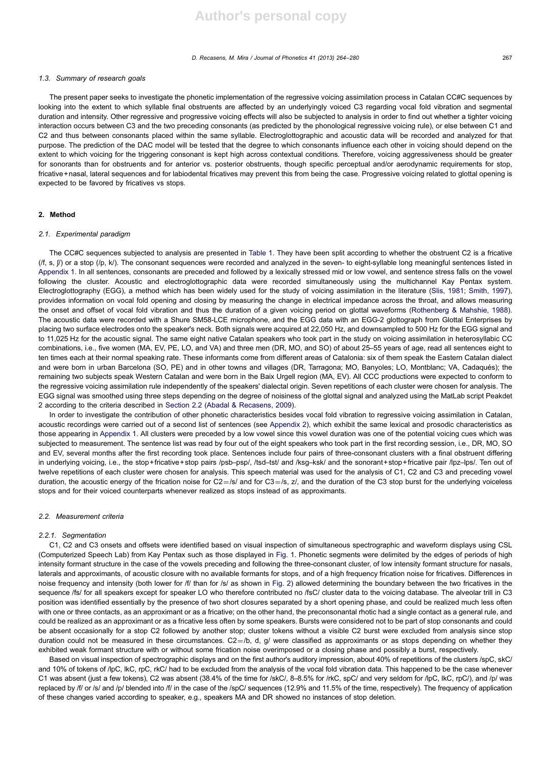### 1.3. Summary of research goals

The present paper seeks to investigate the phonetic implementation of the regressive voicing assimilation process in Catalan CC#C sequences by looking into the extent to which syllable final obstruents are affected by an underlyingly voiced C3 regarding vocal fold vibration and segmental duration and intensity. Other regressive and progressive voicing effects will also be subjected to analysis in order to find out whether a tighter voicing interaction occurs between C3 and the two preceding consonants (as predicted by the phonological regressive voicing rule), or else between C1 and C2 and thus between consonants placed within the same syllable. Electroglottographic and acoustic data will be recorded and analyzed for that purpose. The prediction of the DAC model will be tested that the degree to which consonants influence each other in voicing should depend on the extent to which voicing for the triggering consonant is kept high across contextual conditions. Therefore, voicing aggressiveness should be greater for sonorants than for obstruents and for anterior vs. posterior obstruents, though specific perceptual and/or aerodynamic requirements for stop, fricative+nasal, lateral sequences and for labiodental fricatives may prevent this from being the case. Progressive voicing related to glottal opening is expected to be favored by fricatives vs stops.

## 2. Method

### 2.1. Experimental paradigm

The CC#C sequences subjected to analysis are presented in Table 1. They have been split according to whether the obstruent C2 is a fricative (/f, s, ʃ/) or a stop (/p, k/). The consonant sequences were recorded and analyzed in the seven- to eight-syllable long meaningful sentences listed in Appendix 1. In all sentences, consonants are preceded and followed by a lexically stressed mid or low vowel, and sentence stress falls on the vowel following the cluster. Acoustic and electroglottographic data were recorded simultaneously using the multichannel Kay Pentax system. Electroglottography (EGG), a method which has been widely used for the study of voicing assimilation in the literature (Slis, 1981; Smith, 1997), provides information on vocal fold opening and closing by measuring the change in electrical impedance across the throat, and allows measuring the onset and offset of vocal fold vibration and thus the duration of a given voicing period on glottal waveforms (Rothenberg & Mahshie, 1988). The acoustic data were recorded with a Shure SM58-LCE microphone, and the EGG data with an EGG-2 glottograph from Glottal Enterprises by placing two surface electrodes onto the speaker's neck. Both signals were acquired at 22,050 Hz, and downsampled to 500 Hz for the EGG signal and to 11,025 Hz for the acoustic signal. The same eight native Catalan speakers who took part in the study on voicing assimilation in heterosyllabic CC combinations, i.e., five women (MA, EV, PE, LO, and VA) and three men (DR, MO, and SO) of about 25–55 years of age, read all sentences eight to ten times each at their normal speaking rate. These informants come from different areas of Catalonia: six of them speak the Eastern Catalan dialect and were born in urban Barcelona (SO, PE) and in other towns and villages (DR, Tarragona; MO, Banyoles; LO, Montblanc; VA, Cadaqués); the remaining two subjects speak Western Catalan and were born in the Baix Urgell region (MA, EV). All CCC productions were expected to conform to the regressive voicing assimilation rule independently of the speakers' dialectal origin. Seven repetitions of each cluster were chosen for analysis. The EGG signal was smoothed using three steps depending on the degree of noisiness of the glottal signal and analyzed using the MatLab script Peakdet 2 according to the criteria described in Section 2.2 (Abadal & Recasens, 2009).

In order to investigate the contribution of other phonetic characteristics besides vocal fold vibration to regressive voicing assimilation in Catalan, acoustic recordings were carried out of a second list of sentences (see Appendix 2), which exhibit the same lexical and prosodic characteristics as those appearing in Appendix 1. All clusters were preceded by a low vowel since this vowel duration was one of the potential voicing cues which was subjected to measurement. The sentence list was read by four out of the eight speakers who took part in the first recording session, i.e., DR, MO, SO and EV, several months after the first recording took place. Sentences include four pairs of three-consonant clusters with a final obstruent differing in underlying voicing, i.e., the stop+fricative+stop pairs /psb–psp/, /tsd–tst/ and /ksg–ksk/ and the sonorant+stop+fricative pair /lpz–lps/. Ten out of twelve repetitions of each cluster were chosen for analysis. This speech material was used for the analysis of C1, C2 and C3 and preceding vowel duration, the acoustic energy of the frication noise for C2=/s/ and for C3=/s, z/, and the duration of the C3 stop burst for the underlying voiceless stops and for their voiced counterparts whenever realized as stops instead of as approximants.

### 2.2. Measurement criteria

#### 2.2.1. Segmentation

C1, C2 and C3 onsets and offsets were identified based on visual inspection of simultaneous spectrographic and waveform displays using CSL (Computerized Speech Lab) from Kay Pentax such as those displayed in Fig. 1. Phonetic segments were delimited by the edges of periods of high intensity formant structure in the case of the vowels preceding and following the three-consonant cluster, of low intensity formant structure for nasals, laterals and approximants, of acoustic closure with no available formants for stops, and of a high frequency frication noise for fricatives. Differences in noise frequency and intensity (both lower for /f/ than for /s/ as shown in Fig. 2) allowed determining the boundary between the two fricatives in the sequence /fs/ for all speakers except for speaker LO who therefore contributed no /fsC/ cluster data to the voicing database. The alveolar trill in C3 position was identified essentially by the presence of two short closures separated by a short opening phase, and could be realized much less often with one or three contacts, as an approximant or as a fricative; on the other hand, the preconsonantal rhotic had a single contact as a general rule, and could be realized as an approximant or as a fricative less often by some speakers. Bursts were considered not to be part of stop consonants and could be absent occasionally for a stop C2 followed by another stop; cluster tokens without a visible C2 burst were excluded from analysis since stop duration could not be measured in these circumstances. C2=/b, d, g/ were classified as approximants or as stops depending on whether they exhibited weak formant structure with or without some frication noise overimposed or a closing phase and possibly a burst, respectively.

Based on visual inspection of spectrographic displays and on the first author's auditory impression, about 40% of repetitions of the clusters /spC, skC/ and 10% of tokens of /lpC, lkC, rpC, rkC/ had to be excluded from the analysis of the vocal fold vibration data. This happened to be the case whenever C1 was absent (just a few tokens), C2 was absent (38.4% of the time for /skC/, 8–8.5% for /rkC, spC/ and very seldom for /lpC, lkC, rpC/), and /p/ was replaced by /f/ or /s/ and /p/ blended into /f/ in the case of the /spC/ sequences (12.9% and 11.5% of the time, respectively). The frequency of application of these changes varied according to speaker, e.g., speakers MA and DR showed no instances of stop deletion.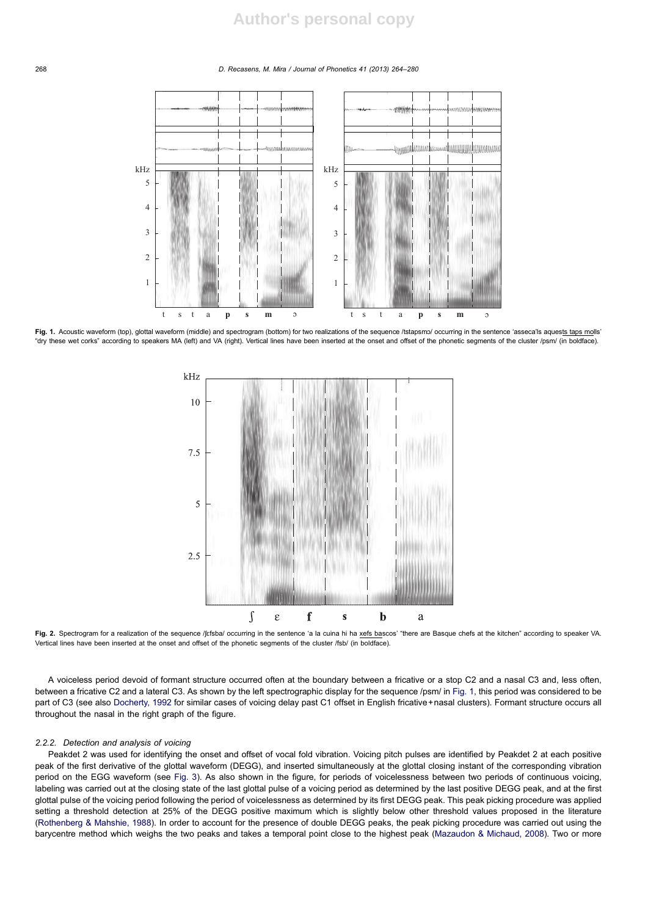**Fig. 1.** Acoustic waveform (top), glottal waveform (middle) and spectrogram (bottom) for two realizations of the sequence /tstapsmɔ/ occurring in the sentence 'asseca'ls aquests taps molls' "dry these wet corks" according to speakers MA (left) and VA (right). Vertical lines have been inserted at the onset and offset of the phonetic segments of the cluster /psm/ (in boldface).

**Fig. 2.** Spectrogram for a realization of the sequence /ʃɛfsba/ occurring in the sentence 'a la cuina hi ha xefs bascos' "there are Basque chefs at the kitchen" according to speaker VA. Vertical lines have been inserted at the onset and offset of the phonetic segments of the cluster /fsb/ (in boldface).

A voiceless period devoid of formant structure occurred often at the boundary between a fricative or a stop C2 and a nasal C3 and, less often, between a fricative C2 and a lateral C3. As shown by the left spectrographic display for the sequence /psm/ in Fig. 1, this period was considered to be part of C3 (see also Docherty, 1992 for similar cases of voicing delay past C1 offset in English fricative+nasal clusters). Formant structure occurs all throughout the nasal in the right graph of the figure.

### 2.2.2. Detection and analysis of voicing

Peakdet 2 was used for identifying the onset and offset of vocal fold vibration. Voicing pitch pulses are identified by Peakdet 2 at each positive peak of the first derivative of the glottal waveform (DEGG), and inserted simultaneously at the glottal closing instant of the corresponding vibration period on the EGG waveform (see Fig. 3). As also shown in the figure, for periods of voicelessness between two periods of continuous voicing, labeling was carried out at the closing state of the last glottal pulse of a voicing period as determined by the last positive DEGG peak, and at the first glottal pulse of the voicing period following the period of voicelessness as determined by its first DEGG peak. This peak picking procedure was applied setting a threshold detection at 25% of the DEGG positive maximum which is slightly below other threshold values proposed in the literature (Rothenberg & Mahshie, 1988). In order to account for the presence of double DEGG peaks, the peak picking procedure was carried out using the barycentre method which weighs the two peaks and takes a temporal point close to the highest peak (Mazaudon & Michaud, 2008). Two or more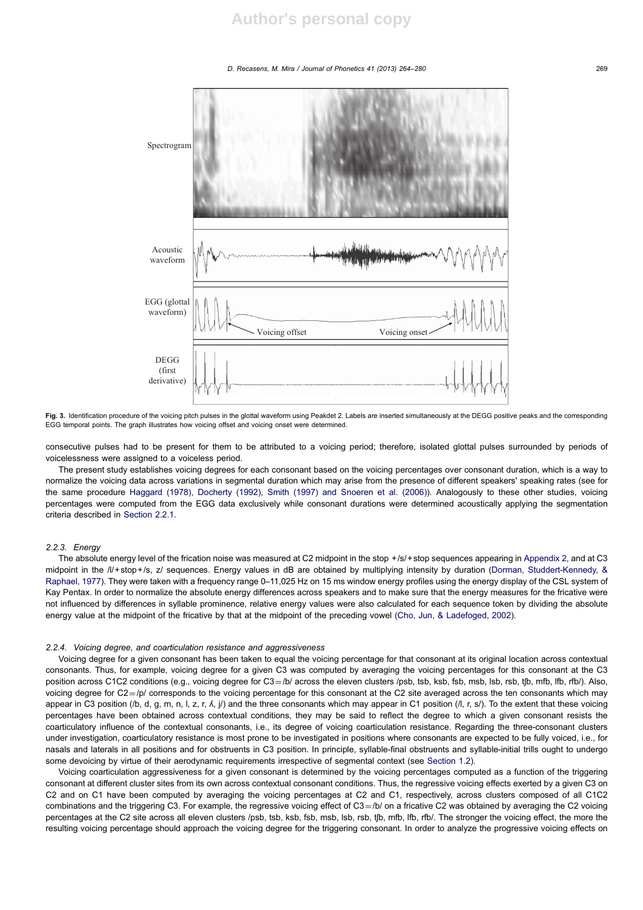**Fig. 3.** Identification procedure of the voicing pitch pulses in the glottal waveform using Peakdet 2. Labels are inserted simultaneously at the DEGG positive peaks and the corresponding EGG temporal points. The graph illustrates how voicing offset and voicing onset were determined.

consecutive pulses had to be present for them to be attributed to a voicing period; therefore, isolated glottal pulses surrounded by periods of voicelessness were assigned to a voiceless period.

The present study establishes voicing degrees for each consonant based on the voicing percentages over consonant duration, which is a way to normalize the voicing data across variations in segmental duration which may arise from the presence of different speakers' speaking rates (see for the same procedure Haggard (1978), Docherty (1992), Smith (1997) and Snoeren et al. (2006)). Analogously to these other studies, voicing percentages were computed from the EGG data exclusively while consonant durations were determined acoustically applying the segmentation criteria described in Section 2.2.1.

### 2.2.3. Energy

The absolute energy level of the frication noise was measured at C2 midpoint in the stop +/s/+stop sequences appearing in Appendix 2, and at C3 midpoint in the /l/+stop+/s, z/ sequences. Energy values in dB are obtained by multiplying intensity by duration (Dorman, Studdert-Kennedy, & Raphael, 1977). They were taken with a frequency range 0–11,025 Hz on 15 ms window energy profiles using the energy display of the CSL system of Kay Pentax. In order to normalize the absolute energy differences across speakers and to make sure that the energy measures for the fricative were not influenced by differences in syllable prominence, relative energy values were also calculated for each sequence token by dividing the absolute energy value at the midpoint of the fricative by that at the midpoint of the preceding vowel (Cho, Jun, & Ladefoged, 2002).

### 2.2.4. Voicing degree, and coarticulation resistance and aggressiveness

Voicing degree for a given consonant has been taken to equal the voicing percentage for that consonant at its original location across contextual consonants. Thus, for example, voicing degree for a given C3 was computed by averaging the voicing percentages for this consonant at the C3 position across C1C2 conditions (e.g., voicing degree for C3=/b/ across the eleven clusters /psb, tsb, ksb, fsb, msb, lsb, rsb, tʃb, mfb, lfb, rfb/). Also, voicing degree for C2=/p/ corresponds to the voicing percentage for this consonant at the C2 site averaged across the ten consonants which may appear in C3 position (/b, d, g, m, n, l, z, r, ʎ, j/) and the three consonants which may appear in C1 position (/l, r, s/). To the extent that these voicing percentages have been obtained across contextual conditions, they may be said to reflect the degree to which a given consonant resists the coarticulatory influence of the contextual consonants, i.e., its degree of voicing coarticulation resistance. Regarding the three-consonant clusters under investigation, coarticulatory resistance is most prone to be investigated in positions where consonants are expected to be fully voiced, i.e., for nasals and laterals in all positions and for obstruents in C3 position. In principle, syllable-final obstruents and syllable-initial trills ought to undergo some devoicing by virtue of their aerodynamic requirements irrespective of segmental context (see Section 1.2).

Voicing coarticulation aggressiveness for a given consonant is determined by the voicing percentages computed as a function of the triggering consonant at different cluster sites from its own across contextual consonant conditions. Thus, the regressive voicing effects exerted by a given C3 on C2 and on C1 have been computed by averaging the voicing percentages at C2 and C1, respectively, across clusters composed of all C1C2 combinations and the triggering C3. For example, the regressive voicing effect of C3=/b/ on a fricative C2 was obtained by averaging the C2 voicing percentages at the C2 site across all eleven clusters /psb, tsb, ksb, fsb, msb, lsb, rsb, tʃb, mfb, lfb, rfb/. The stronger the voicing effect, the more the resulting voicing percentage should approach the voicing degree for the triggering consonant. In order to analyze the progressive voicing effects on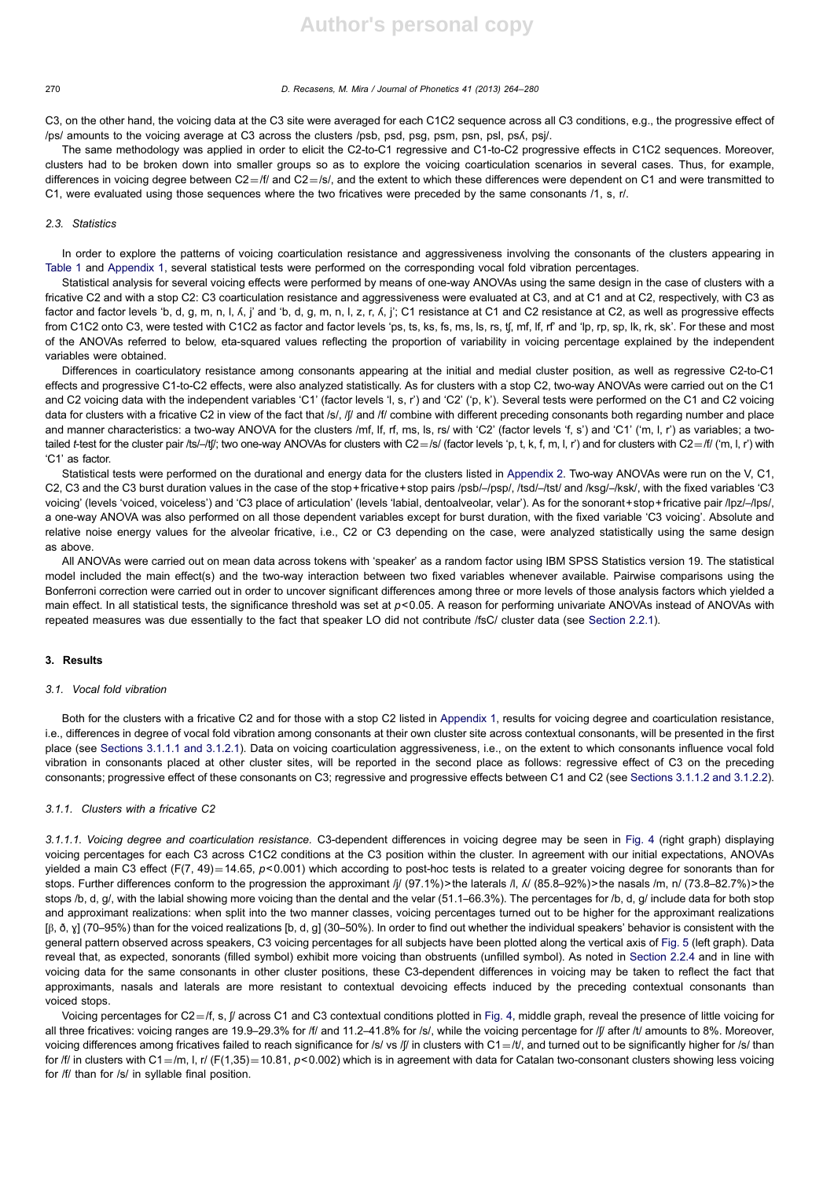C3, on the other hand, the voicing data at the C3 site were averaged for each C1C2 sequence across all C3 conditions, e.g., the progressive effect of /ps/ amounts to the voicing average at C3 across the clusters /psb, psd, psg, psm, psn, psl, psʎ, psj/.

The same methodology was applied in order to elicit the C2-to-C1 regressive and C1-to-C2 progressive effects in C1C2 sequences. Moreover, clusters had to be broken down into smaller groups so as to explore the voicing coarticulation scenarios in several cases. Thus, for example, differences in voicing degree between C2 = /f/ and C2 = /s/, and the extent to which these differences were dependent on C1 and were transmitted to C1, were evaluated using those sequences where the two fricatives were preceded by the same consonants /1, s, r/.

### 2.3. Statistics

In order to explore the patterns of voicing coarticulation resistance and aggressiveness involving the consonants of the clusters appearing in Table 1 and Appendix 1, several statistical tests were performed on the corresponding vocal fold vibration percentages.

Statistical analysis for several voicing effects were performed by means of one-way ANOVAs using the same design in the case of clusters with a fricative C2 and with a stop C2: C3 coarticulation resistance and aggressiveness were evaluated at C3, and at C1 and at C2, respectively, with C3 as factor and factor levels 'b, d, g, m, n, l, ʎ, j' and 'b, d, g, m, n, l, z, r, ʎ, j'; C1 resistance at C1 and C2 resistance at C2, as well as progressive effects from C1C2 onto C3, were tested with C1C2 as factor and factor levels 'ps, ts, ks, fs, ms, ls, rs, tʃ, mf, lf, rf' and 'lp, rp, sp, lk, rk, sk'. For these and most of the ANOVAs referred to below, eta-squared values reflecting the proportion of variability in voicing percentage explained by the independent variables were obtained.

Differences in coarticulatory resistance among consonants appearing at the initial and medial cluster position, as well as regressive C2-to-C1 effects and progressive C1-to-C2 effects, were also analyzed statistically. As for clusters with a stop C2, two-way ANOVAs were carried out on the C1 and C2 voicing data with the independent variables 'C1' (factor levels 'l, s, r') and 'C2' ('p, k'). Several tests were performed on the C1 and C2 voicing data for clusters with a fricative C2 in view of the fact that /s/, /ʃ/ and /f/ combine with different preceding consonants both regarding number and place and manner characteristics: a two-way ANOVA for the clusters /mf, lf, rf, ms, ls, rs/ with 'C2' (factor levels 'f, s') and 'C1' ('m, l, r') as variables; a two-tailed *t*-test for the cluster pair /ts/–/tʃ/; two one-way ANOVAs for clusters with C2 = /s/ (factor levels 'p, t, k, f, m, l, r') and for clusters with C2 = /f/ ('m, l, r') with 'C1' as factor.

Statistical tests were performed on the durational and energy data for the clusters listed in Appendix 2. Two-way ANOVAs were run on the V, C1, C2, C3 and the C3 burst duration values in the case of the stop + fricative + stop pairs /psb/–/psp/, /tsd/–/tst/ and /ksg/–/ksk/, with the fixed variables 'C3 voicing' (levels 'voiced, voiceless') and 'C3 place of articulation' (levels 'labial, dentoalveolar, velar'). As for the sonorant + stop + fricative pair /lpz/–/lps/, a one-way ANOVA was also performed on all those dependent variables except for burst duration, with the fixed variable 'C3 voicing'. Absolute and relative noise energy values for the alveolar fricative, i.e., C2 or C3 depending on the case, were analyzed statistically using the same design as above.

All ANOVAs were carried out on mean data across tokens with 'speaker' as a random factor using IBM SPSS Statistics version 19. The statistical model included the main effect(s) and the two-way interaction between two fixed variables whenever available. Pairwise comparisons using the Bonferroni correction were carried out in order to uncover significant differences among three or more levels of those analysis factors which yielded a main effect. In all statistical tests, the significance threshold was set at $p < 0.05$. A reason for performing univariate ANOVAs instead of ANOVAs with repeated measures was due essentially to the fact that speaker LO did not contribute /fsC/ cluster data (see Section 2.2.1).

## 3. Results

### 3.1. Vocal fold vibration

Both for the clusters with a fricative C2 and for those with a stop C2 listed in Appendix 1, results for voicing degree and coarticulation resistance, i.e., differences in degree of vocal fold vibration among consonants at their own cluster site across contextual consonants, will be presented in the first place (see Sections 3.1.1.1 and 3.1.2.1). Data on voicing coarticulation aggressiveness, i.e., on the extent to which consonants influence vocal fold vibration in consonants placed at other cluster sites, will be reported in the second place as follows: regressive effect of C3 on the preceding consonants; progressive effect of these consonants on C3; regressive and progressive effects between C1 and C2 (see Sections 3.1.1.2 and 3.1.2.2).

### 3.1.1. Clusters with a fricative C2

*3.1.1.1. Voicing degree and coarticulation resistance.* C3-dependent differences in voicing degree may be seen in Fig. 4 (right graph) displaying voicing percentages for each C3 across C1C2 conditions at the C3 position within the cluster. In agreement with our initial expectations, ANOVAs yielded a main C3 effect ($F(7, 49) = 14.65$, $p < 0.001$) which according to post-hoc tests is related to a greater voicing degree for sonorants than for stops. Further differences conform to the progression the approximant /j/ (97.1%) > the laterals /l, ʎ/ (85.8–92%) > the nasals /m, n/ (73.8–82.7%) > the stops /b, d, g/, with the labial showing more voicing than the dental and the velar (51.1–66.3%). The percentages for /b, d, g/ include data for both stop and approximant realizations: when split into the two manner classes, voicing percentages turned out to be higher for the approximant realizations [β, ð, ɣ] (70–95%) than for the voiced realizations [b, d, g] (30–50%). In order to find out whether the individual speakers' behavior is consistent with the general pattern observed across speakers, C3 voicing percentages for all subjects have been plotted along the vertical axis of Fig. 5 (left graph). Data reveal that, as expected, sonorants (filled symbol) exhibit more voicing than obstruents (unfilled symbol). As noted in Section 2.2.4 and in line with voicing data for the same consonants in other cluster positions, these C3-dependent differences in voicing may be taken to reflect the fact that approximants, nasals and laterals are more resistant to contextual devoicing effects induced by the preceding contextual consonants than voiced stops.

Voicing percentages for C2 = /f, s, ʃ/ across C1 and C3 contextual conditions plotted in Fig. 4, middle graph, reveal the presence of little voicing for all three fricatives: voicing ranges are 19.9–29.3% for /f/ and 11.2–41.8% for /s/, while the voicing percentage for /ʃ/ after /t/ amounts to 8%. Moreover, voicing differences among fricatives failed to reach significance for /s/ vs /ʃ/ in clusters with C1 = /t/, and turned out to be significantly higher for /s/ than for /f/ in clusters with C1 = /m, l, r/ ($F(1,35) = 10.81$, $p < 0.002$) which is in agreement with data for Catalan two-consonant clusters showing less voicing for /f/ than for /s/ in syllable final position.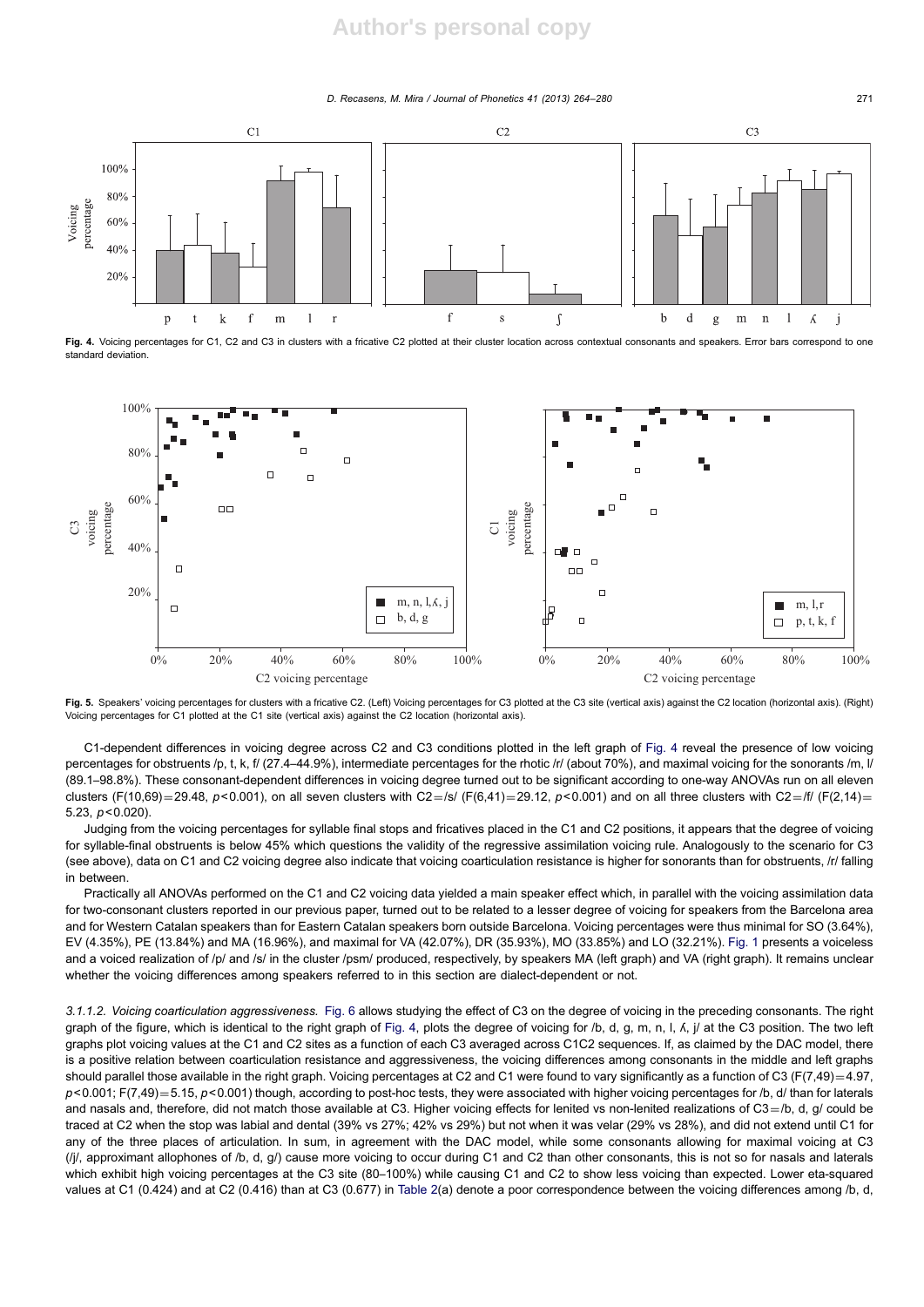Fig. 4. Voicing percentages for C1, C2 and C3 in clusters with a fricative C2 plotted at their cluster location across contextual consonants and speakers. Error bars correspond to one standard deviation.

Fig. 5. Speakers' voicing percentages for clusters with a fricative C2. (Left) Voicing percentages for C3 plotted at the C3 site (vertical axis) against the C2 location (horizontal axis). (Right) Voicing percentages for C1 plotted at the C1 site (vertical axis) against the C2 location (horizontal axis).

C1-dependent differences in voicing degree across C2 and C3 conditions plotted in the left graph of Fig. 4 reveal the presence of low voicing percentages for obstruents /p, t, k, f/ (27.4–44.9%), intermediate percentages for the rhotic /r/ (about 70%), and maximal voicing for the sonorants /m, l/ (89.1–98.8%). These consonant-dependent differences in voicing degree turned out to be significant according to one-way ANOVAs run on all eleven clusters ($F(10,69)=29.48$, $p<0.001$), on all seven clusters with C2=/s/ ($F(6,41)=29.12$, $p<0.001$) and on all three clusters with C2=/f/ ($F(2,14)=5.23$, $p<0.020$).

Judging from the voicing percentages for syllable final stops and fricatives placed in the C1 and C2 positions, it appears that the degree of voicing for syllable-final obstruents is below 45% which questions the validity of the regressive assimilation voicing rule. Analogously to the scenario for C3 (see above), data on C1 and C2 voicing degree also indicate that voicing coarticulation resistance is higher for sonorants than for obstruents, /r/ falling in between.

Practically all ANOVAs performed on the C1 and C2 voicing data yielded a main speaker effect which, in parallel with the voicing assimilation data for two-consonant clusters reported in our previous paper, turned out to be related to a lesser degree of voicing for speakers from the Barcelona area and for Western Catalan speakers than for Eastern Catalan speakers born outside Barcelona. Voicing percentages were thus minimal for SO (3.64%), EV (4.35%), PE (13.84%) and MA (16.96%), and maximal for VA (42.07%), DR (35.93%), MO (33.85%) and LO (32.21%). Fig. 1 presents a voiceless and a voiced realization of /p/ and /s/ in the cluster /psm/ produced, respectively, by speakers MA (left graph) and VA (right graph). It remains unclear whether the voicing differences among speakers referred to in this section are dialect-dependent or not.

*3.1.1.2. Voicing coarticulation aggressiveness.* Fig. 6 allows studying the effect of C3 on the degree of voicing in the preceding consonants. The right graph of the figure, which is identical to the right graph of Fig. 4, plots the degree of voicing for /b, d, g, m, n, l, ʎ, j/ at the C3 position. The two left graphs plot voicing values at the C1 and C2 sites as a function of each C3 averaged across C1C2 sequences. If, as claimed by the DAC model, there is a positive relation between coarticulation resistance and aggressiveness, the voicing differences among consonants in the middle and left graphs should parallel those available in the right graph. Voicing percentages at C2 and C1 were found to vary significantly as a function of C3 ($F(7,49)=4.97$, $p<0.001$; $F(7,49)=5.15$, $p<0.001$) though, according to post-hoc tests, they were associated with higher voicing percentages for /b, d/ than for laterals and nasals and, therefore, did not match those available at C3. Higher voicing effects for lenited vs non-lenited realizations of C3=/b, d, g/ could be traced at C2 when the stop was labial and dental (39% vs 27%; 42% vs 29%) but not when it was velar (29% vs 28%), and did not extend until C1 for any of the three places of articulation. In sum, in agreement with the DAC model, while some consonants allowing for maximal voicing at C3 (/j/, approximant allophones of /b, d, g/) cause more voicing to occur during C1 and C2 than other consonants, this is not so for nasals and laterals which exhibit high voicing percentages at the C3 site (80–100%) while causing C1 and C2 to show less voicing than expected. Lower eta-squared values at C1 (0.424) and at C2 (0.416) than at C3 (0.677) in Table 2(a) denote a poor correspondence between the voicing differences among /b, d,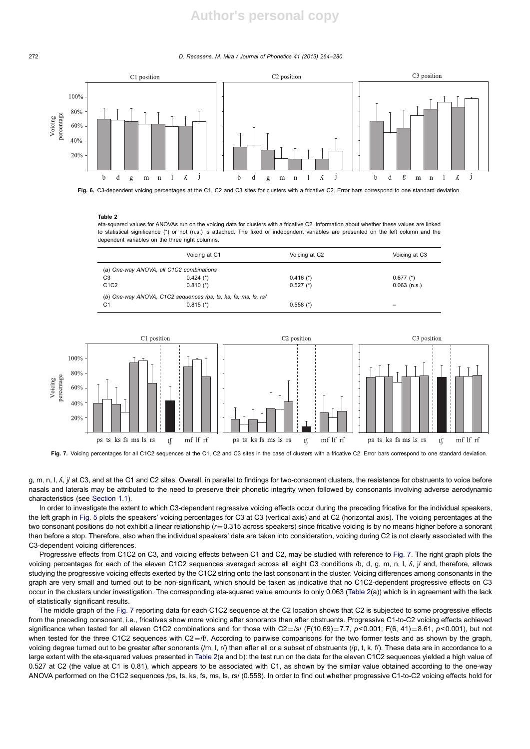Fig. 6. C3-dependent voicing percentages at the C1, C2 and C3 sites for clusters with a fricative C2. Error bars correspond to one standard deviation.

**Table 2**

eta-squared values for ANOVAs run on the voicing data for clusters with a fricative C2. Information about whether these values are linked to statistical significance (*) or not (n.s.) is attached. The fixed or independent variables are presented on the left column and the dependent variables on the three right columns.

| | Voicing at C1 | Voicing at C2 | Voicing at C3 |
|---|---|---|---|
| *(a) One-way ANOVA, all C1C2 combinations* | | | |
| C3 | 0.424 (*) | 0.416 (*) | 0.677 (*) |
| C1C2 | 0.810 (*) | 0.527 (*) | 0.063 (n.s.) |
| *(b) One-way ANOVA, C1C2 sequences /ps, ts, ks, fs, ms, ls, rs/* | | | |
| C1 | 0.815 (*) | 0.558 (*) | – |

Fig. 7. Voicing percentages for all C1C2 sequences at the C1, C2 and C3 sites in the case of clusters with a fricative C2. Error bars correspond to one standard deviation.

g, m, n, l, ʎ, j/ at C3, and at the C1 and C2 sites. Overall, in parallel to findings for two-consonant clusters, the resistance for obstruents to voice before nasals and laterals may be attributed to the need to preserve their phonetic integrity when followed by consonants involving adverse aerodynamic characteristics (see Section 1.1).

In order to investigate the extent to which C3-dependent regressive voicing effects occur during the preceding fricative for the individual speakers, the left graph in Fig. 5 plots the speakers' voicing percentages for C3 at C3 (vertical axis) and at C2 (horizontal axis). The voicing percentages at the two consonant positions do not exhibit a linear relationship ($r=0.315$ across speakers) since fricative voicing is by no means higher before a sonorant than before a stop. Therefore, also when the individual speakers' data are taken into consideration, voicing during C2 is not clearly associated with the C3-dependent voicing differences.

Progressive effects from C1C2 on C3, and voicing effects between C1 and C2, may be studied with reference to Fig. 7. The right graph plots the voicing percentages for each of the eleven C1C2 sequences averaged across all eight C3 conditions /b, d, g, m, n, l, ʎ, j/ and, therefore, allows studying the progressive voicing effects exerted by the C1C2 string onto the last consonant in the cluster. Voicing differences among consonants in the graph are very small and turned out to be non-significant, which should be taken as indicative that no C1C2-dependent progressive effects on C3 occur in the clusters under investigation. The corresponding eta-squared value amounts to only 0.063 (Table 2(a)) which is in agreement with the lack of statistically significant results.

The middle graph of the Fig. 7 reporting data for each C1C2 sequence at the C2 location shows that C2 is subjected to some progressive effects from the preceding consonant, i.e., fricatives show more voicing after sonorants than after obstruents. Progressive C1-to-C2 voicing effects achieved significance when tested for all eleven C1C2 combinations and for those with C2=/s/ ($F(10,69)=7.7$, $p<0.001$; $F(6, 41)=8.61$, $p<0.001$), but not when tested for the three C1C2 sequences with C2=/f/. According to pairwise comparisons for the two former tests and as shown by the graph, voicing degree turned out to be greater after sonorants (/m, l, r/) than after all or a subset of obstruents (/p, t, k, f/). These data are in accordance to a large extent with the eta-squared values presented in Table 2(a and b): the test run on the data for the eleven C1C2 sequences yielded a high value of 0.527 at C2 (the value at C1 is 0.81), which appears to be associated with C1, as shown by the similar value obtained according to the one-way ANOVA performed on the C1C2 sequences /ps, ts, ks, fs, ms, ls, rs/ (0.558). In order to find out whether progressive C1-to-C2 voicing effects hold for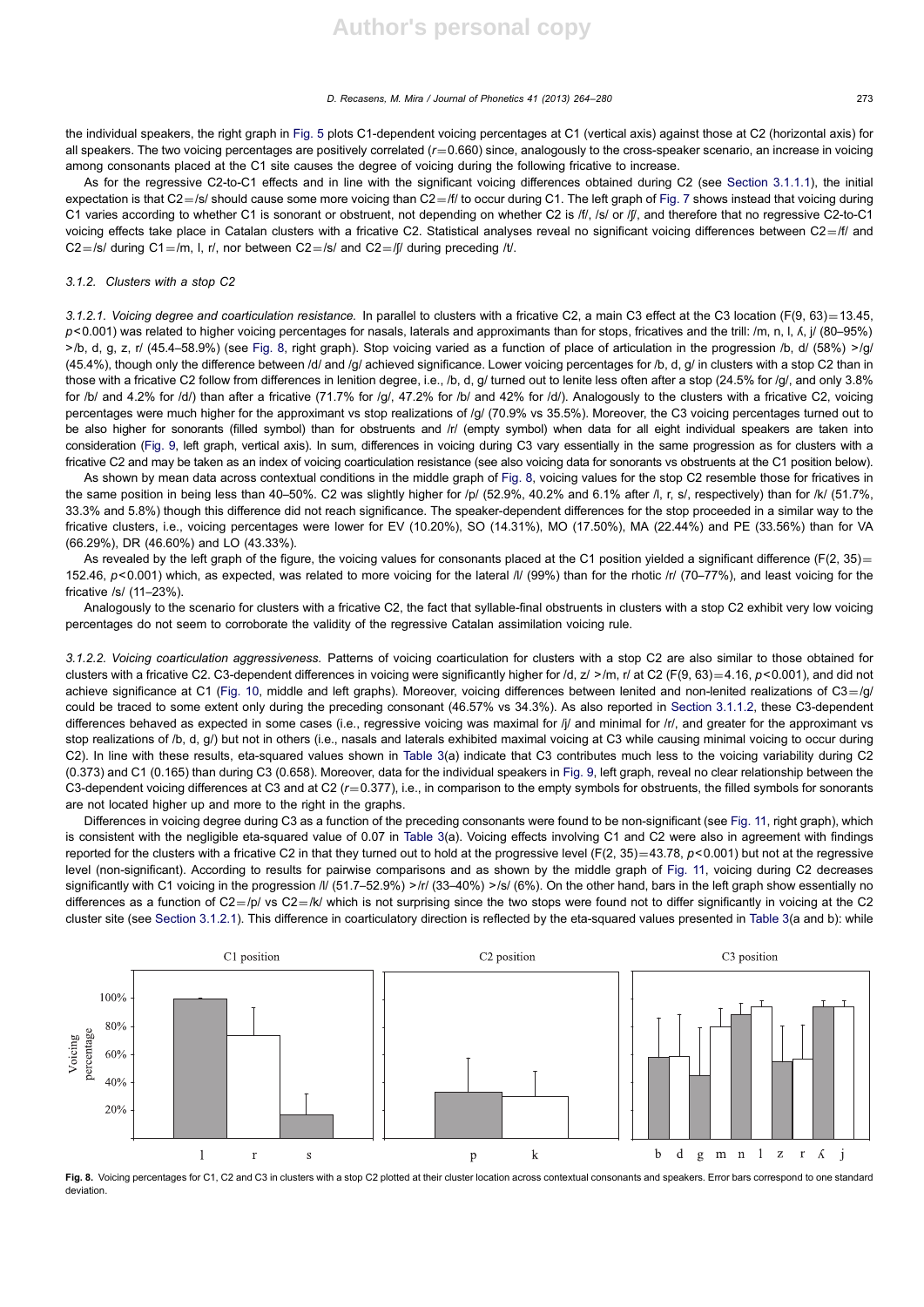the individual speakers, the right graph in Fig. 5 plots C1-dependent voicing percentages at C1 (vertical axis) against those at C2 (horizontal axis) for all speakers. The two voicing percentages are positively correlated ($r=0.660$) since, analogously to the cross-speaker scenario, an increase in voicing among consonants placed at the C1 site causes the degree of voicing during the following fricative to increase.

As for the regressive C2-to-C1 effects and in line with the significant voicing differences obtained during C2 (see Section 3.1.1.1), the initial expectation is that C2=/s/ should cause some more voicing than C2=/f/ to occur during C1. The left graph of Fig. 7 shows instead that voicing during C1 varies according to whether C1 is sonorant or obstruent, not depending on whether C2 is /f/, /s/ or /ʃ/, and therefore that no regressive C2-to-C1 voicing effects take place in Catalan clusters with a fricative C2. Statistical analyses reveal no significant voicing differences between C2=/f/ and C2=/s/ during C1=/m, l, r/, nor between C2=/s/ and C2=/ʃ/ during preceding /t/.

### 3.1.2. Clusters with a stop C2

*3.1.2.1. Voicing degree and coarticulation resistance.* In parallel to clusters with a fricative C2, a main C3 effect at the C3 location ($F(9, 63)=13.45$, $p<0.001$) was related to higher voicing percentages for nasals, laterals and approximants than for stops, fricatives and the trill: /m, n, l, ʎ, j/ (80–95%) >/b, d, g, z, r/ (45.4–58.9%) (see Fig. 8, right graph). Stop voicing varied as a function of place of articulation in the progression /b, d/ (58%) >/g/ (45.4%), though only the difference between /d/ and /g/ achieved significance. Lower voicing percentages for /b, d, g/ in clusters with a stop C2 than in those with a fricative C2 follow from differences in lenition degree, i.e., /b, d, g/ turned out to lenite less often after a stop (24.5% for /g/, and only 3.8% for /b/ and 4.2% for /d/) than after a fricative (71.7% for /g/, 47.2% for /b/ and 42% for /d/). Analogously to the clusters with a fricative C2, voicing percentages were much higher for the approximant vs stop realizations of /g/ (70.9% vs 35.5%). Moreover, the C3 voicing percentages turned out to be also higher for sonorants (filled symbol) than for obstruents and /r/ (empty symbol) when data for all eight individual speakers are taken into consideration (Fig. 9, left graph, vertical axis). In sum, differences in voicing during C3 vary essentially in the same progression as for clusters with a fricative C2 and may be taken as an index of voicing coarticulation resistance (see also voicing data for sonorants vs obstruents at the C1 position below).

As shown by mean data across contextual conditions in the middle graph of Fig. 8, voicing values for the stop C2 resemble those for fricatives in the same position in being less than 40–50%. C2 was slightly higher for /p/ (52.9%, 40.2% and 6.1% after /l, r, s/, respectively) than for /k/ (51.7%, 33.3% and 5.8%) though this difference did not reach significance. The speaker-dependent differences for the stop proceeded in a similar way to the fricative clusters, i.e., voicing percentages were lower for EV (10.20%), SO (14.31%), MO (17.50%), MA (22.44%) and PE (33.56%) than for VA (66.29%), DR (46.60%) and LO (43.33%).

As revealed by the left graph of the figure, the voicing values for consonants placed at the C1 position yielded a significant difference ($F(2, 35)=152.46$, $p<0.001$) which, as expected, was related to more voicing for the lateral /l/ (99%) than for the rhotic /r/ (70–77%), and least voicing for the fricative /s/ (11–23%).

Analogously to the scenario for clusters with a fricative C2, the fact that syllable-final obstruents in clusters with a stop C2 exhibit very low voicing percentages do not seem to corroborate the validity of the regressive Catalan assimilation voicing rule.

*3.1.2.2. Voicing coarticulation aggressiveness.* Patterns of voicing coarticulation for clusters with a stop C2 are also similar to those obtained for clusters with a fricative C2. C3-dependent differences in voicing were significantly higher for /d, z/ >/m, r/ at C2 ($F(9, 63)=4.16$, $p<0.001$), and did not achieve significance at C1 (Fig. 10, middle and left graphs). Moreover, voicing differences between lenited and non-lenited realizations of C3=/g/ could be traced to some extent only during the preceding consonant (46.57% vs 34.3%). As also reported in Section 3.1.1.2, these C3-dependent differences behaved as expected in some cases (i.e., regressive voicing was maximal for /j/ and minimal for /r/, and greater for the approximant vs stop realizations of /b, d, g/) but not in others (i.e., nasals and laterals exhibited maximal voicing at C3 while causing minimal voicing to occur during C2). In line with these results, eta-squared values shown in Table 3(a) indicate that C3 contributes much less to the voicing variability during C2 (0.373) and C1 (0.165) than during C3 (0.658). Moreover, data for the individual speakers in Fig. 9, left graph, reveal no clear relationship between the C3-dependent voicing differences at C3 and at C2 ($r=0.377$), i.e., in comparison to the empty symbols for obstruents, the filled symbols for sonorants are not located higher up and more to the right in the graphs.

Differences in voicing degree during C3 as a function of the preceding consonants were found to be non-significant (see Fig. 11, right graph), which is consistent with the negligible eta-squared value of 0.07 in Table 3(a). Voicing effects involving C1 and C2 were also in agreement with findings reported for the clusters with a fricative C2 in that they turned out to hold at the progressive level ($F(2, 35)=43.78$, $p<0.001$) but not at the regressive level (non-significant). According to results for pairwise comparisons and as shown by the middle graph of Fig. 11, voicing during C2 decreases significantly with C1 voicing in the progression /l/ (51.7–52.9%) >/r/ (33–40%) >/s/ (6%). On the other hand, bars in the left graph show essentially no differences as a function of C2=/p/ vs C2=/k/ which is not surprising since the two stops were found not to differ significantly in voicing at the C2 cluster site (see Section 3.1.2.1). This difference in coarticulatory direction is reflected by the eta-squared values presented in Table 3(a and b): while

**Fig. 8.** Voicing percentages for C1, C2 and C3 in clusters with a stop C2 plotted at their cluster location across contextual consonants and speakers. Error bars correspond to one standard deviation.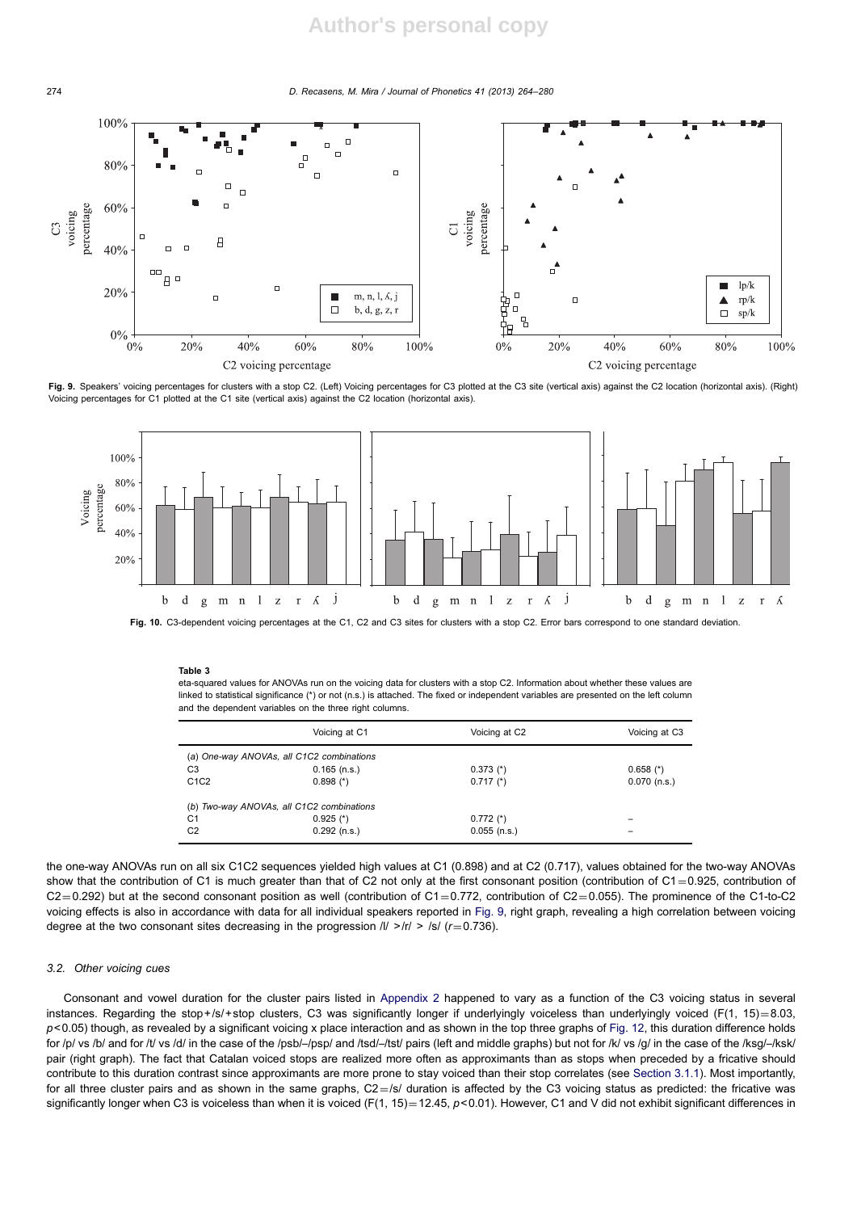Fig. 9. Speakers' voicing percentages for clusters with a stop C2. (Left) Voicing percentages for C3 plotted at the C3 site (vertical axis) against the C2 location (horizontal axis). (Right) Voicing percentages for C1 plotted at the C1 site (vertical axis) against the C2 location (horizontal axis).

Fig. 10. C3-dependent voicing percentages at the C1, C2 and C3 sites for clusters with a stop C2. Error bars correspond to one standard deviation.

**Table 3**
eta-squared values for ANOVAs run on the voicing data for clusters with a stop C2. Information about whether these values are linked to statistical significance (*) or not (n.s.) is attached. The fixed or independent variables are presented on the left column and the dependent variables on the three right columns.

| | Voicing at C1 | Voicing at C2 | Voicing at C3 |
|---|---|---|---|
| *(a) One-way ANOVAs, all C1C2 combinations* | | | |
| C3 | 0.165 (n.s.) | 0.373 (*) | 0.658 (*) |
| C1C2 | 0.898 (*) | 0.717 (*) | 0.070 (n.s.) |
| *(b) Two-way ANOVAs, all C1C2 combinations* | | | |
| C1 | 0.925 (*) | 0.772 (*) | – |
| C2 | 0.292 (n.s.) | 0.055 (n.s.) | – |

the one-way ANOVAs run on all six C1C2 sequences yielded high values at C1 (0.898) and at C2 (0.717), values obtained for the two-way ANOVAs show that the contribution of C1 is much greater than that of C2 not only at the first consonant position (contribution of C1 = 0.925, contribution of C2 = 0.292) but at the second consonant position as well (contribution of C1 = 0.772, contribution of C2 = 0.055). The prominence of the C1-to-C2 voicing effects is also in accordance with data for all individual speakers reported in Fig. 9, right graph, revealing a high correlation between voicing degree at the two consonant sites decreasing in the progression /l/ > /r/ > /s/ ($r = 0.736$).

### 3.2. Other voicing cues

Consonant and vowel duration for the cluster pairs listed in Appendix 2 happened to vary as a function of the C3 voicing status in several instances. Regarding the stop + /s/ + stop clusters, C3 was significantly longer if underlyingly voiceless than underlyingly voiced ($F(1, 15) = 8.03$, $p < 0.05$) though, as revealed by a significant voicing x place interaction and as shown in the top three graphs of Fig. 12, this duration difference holds for /p/ vs /b/ and for /t/ vs /d/ in the case of the /psb/–/psp/ and /tsd/–/tst/ pairs (left and middle graphs) but not for /k/ vs /g/ in the case of the /ksg/–/ksk/ pair (right graph). The fact that Catalan voiced stops are realized more often as approximants than as stops when preceded by a fricative should contribute to this duration contrast since approximants are more prone to stay voiced than their stop correlates (see Section 3.1.1). Most importantly, for all three cluster pairs and as shown in the same graphs, C2 = /s/ duration is affected by the C3 voicing status as predicted: the fricative was significantly longer when C3 is voiceless than when it is voiced ($F(1, 15) = 12.45$, $p < 0.01$). However, C1 and V did not exhibit significant differences in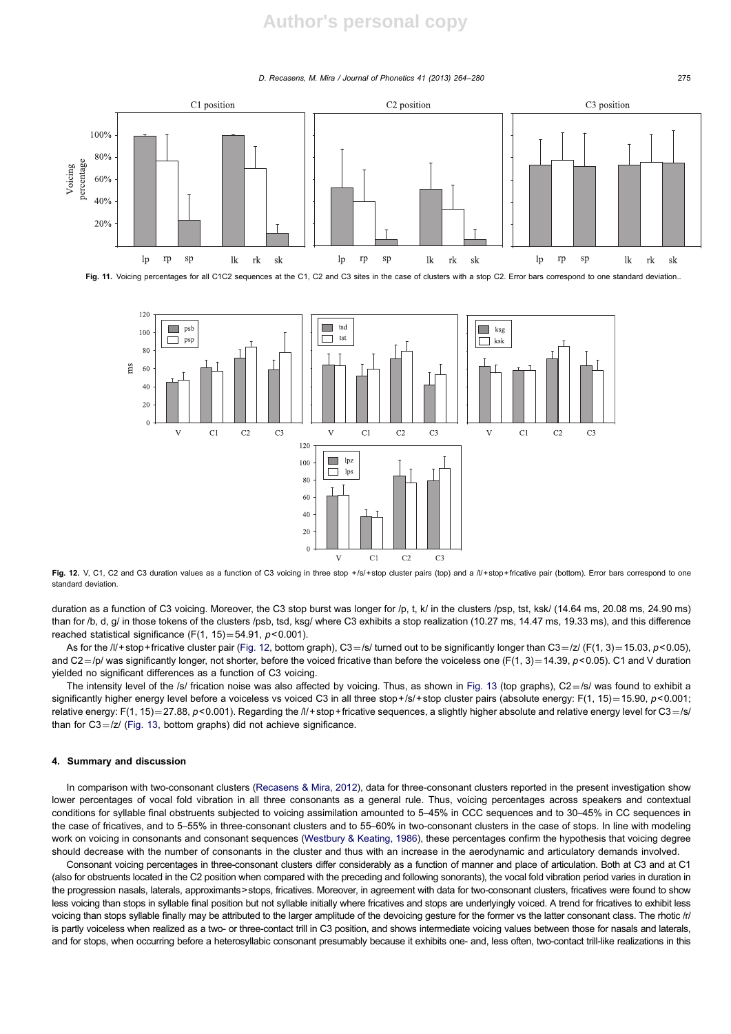Fig. 11. Voicing percentages for all C1C2 sequences at the C1, C2 and C3 sites in the case of clusters with a stop C2. Error bars correspond to one standard deviation..

Fig. 12. V, C1, C2 and C3 duration values as a function of C3 voicing in three stop +/s/+stop cluster pairs (top) and a /l/+stop+fricative pair (bottom). Error bars correspond to one standard deviation.

duration as a function of C3 voicing. Moreover, the C3 stop burst was longer for /p, t, k/ in the clusters /psp, tst, ksk/ (14.64 ms, 20.08 ms, 24.90 ms) than for /b, d, g/ in those tokens of the clusters /psb, tsd, ksg/ where C3 exhibits a stop realization (10.27 ms, 14.47 ms, 19.33 ms), and this difference reached statistical significance ($F(1, 15)=54.91$, $p<0.001$).

As for the /l/+stop+fricative cluster pair (Fig. 12, bottom graph), C3=/s/ turned out to be significantly longer than C3=/z/ ($F(1, 3)=15.03$, $p<0.05$), and C2=/p/ was significantly longer, not shorter, before the voiced fricative than before the voiceless one ($F(1, 3)=14.39$, $p<0.05$). C1 and V duration yielded no significant differences as a function of C3 voicing.

The intensity level of the /s/ frication noise was also affected by voicing. Thus, as shown in Fig. 13 (top graphs), C2=/s/ was found to exhibit a significantly higher energy level before a voiceless vs voiced C3 in all three stop+/s/+stop cluster pairs (absolute energy: $F(1, 15)=15.90$, $p<0.001$; relative energy: $F(1, 15)=27.88$, $p<0.001$). Regarding the /l/+stop+fricative sequences, a slightly higher absolute and relative energy level for C3=/s/ than for C3=/z/ (Fig. 13, bottom graphs) did not achieve significance.

## 4. Summary and discussion

In comparison with two-consonant clusters (Recasens & Mira, 2012), data for three-consonant clusters reported in the present investigation show lower percentages of vocal fold vibration in all three consonants as a general rule. Thus, voicing percentages across speakers and contextual conditions for syllable final obstruents subjected to voicing assimilation amounted to 5–45% in CCC sequences and to 30–45% in CC sequences in the case of fricatives, and to 5–55% in three-consonant clusters and to 55–60% in two-consonant clusters in the case of stops. In line with modeling work on voicing in consonants and consonant sequences (Westbury & Keating, 1986), these percentages confirm the hypothesis that voicing degree should decrease with the number of consonants in the cluster and thus with an increase in the aerodynamic and articulatory demands involved.

Consonant voicing percentages in three-consonant clusters differ considerably as a function of manner and place of articulation. Both at C3 and at C1 (also for obstruents located in the C2 position when compared with the preceding and following sonorants), the vocal fold vibration period varies in duration in the progression nasals, laterals, approximants>stops, fricatives. Moreover, in agreement with data for two-consonant clusters, fricatives were found to show less voicing than stops in syllable final position but not syllable initially where fricatives and stops are underlyingly voiced. A trend for fricatives to exhibit less voicing than stops syllable finally may be attributed to the larger amplitude of the devoicing gesture for the former vs the latter consonant class. The rhotic /r/ is partly voiceless when realized as a two- or three-contact trill in C3 position, and shows intermediate voicing values between those for nasals and laterals, and for stops, when occurring before a heterosyllabic consonant presumably because it exhibits one- and, less often, two-contact trill-like realizations in this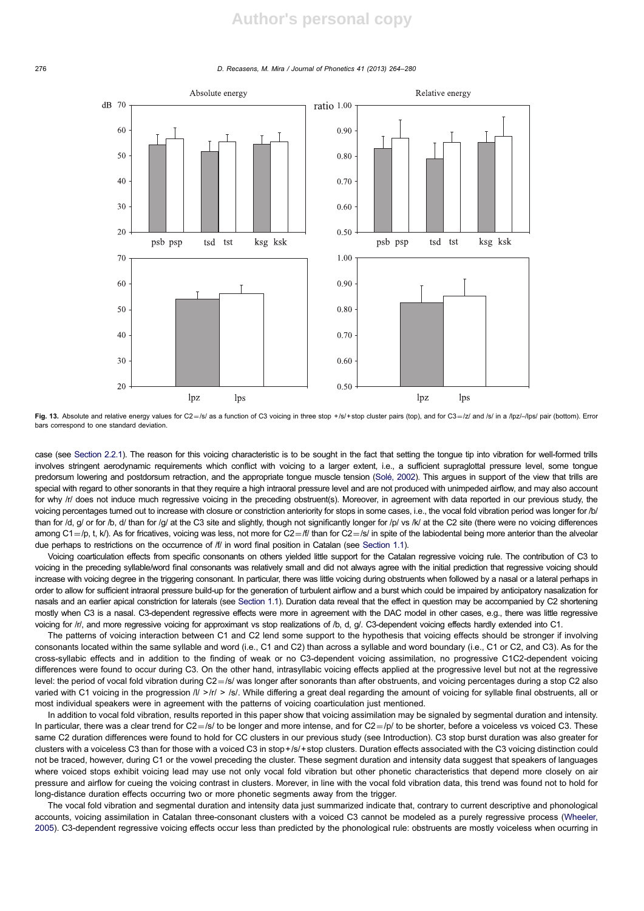Fig. 13. Absolute and relative energy values for C2 = /s/ as a function of C3 voicing in three stop + /s/ + stop cluster pairs (top), and for C3 = /z/ and /s/ in a /lpz/–/lps/ pair (bottom). Error bars correspond to one standard deviation.

case (see Section 2.2.1). The reason for this voicing characteristic is to be sought in the fact that setting the tongue tip into vibration for well-formed trills involves stringent aerodynamic requirements which conflict with voicing to a larger extent, i.e., a sufficient supraglottal pressure level, some tongue predorsum lowering and postdorsum retraction, and the appropriate tongue muscle tension (Solé, 2002). This argues in support of the view that trills are special with regard to other sonorants in that they require a high intraoral pressure level and are not produced with unimpeded airflow, and may also account for why /r/ does not induce much regressive voicing in the preceding obstruent(s). Moreover, in agreement with data reported in our previous study, the voicing percentages turned out to increase with closure or constriction anteriority for stops in some cases, i.e., the vocal fold vibration period was longer for /b/ than for /d, g/ or for /b, d/ than for /g/ at the C3 site and slightly, though not significantly longer for /p/ vs /k/ at the C2 site (there were no voicing differences among C1 = /p, t, k/). As for fricatives, voicing was less, not more for C2 = /f/ than for C2 = /s/ in spite of the labiodental being more anterior than the alveolar due perhaps to restrictions on the occurrence of /f/ in word final position in Catalan (see Section 1.1).

Voicing coarticulation effects from specific consonants on others yielded little support for the Catalan regressive voicing rule. The contribution of C3 to voicing in the preceding syllable/word final consonants was relatively small and did not always agree with the initial prediction that regressive voicing should increase with voicing degree in the triggering consonant. In particular, there was little voicing during obstruents when followed by a nasal or a lateral perhaps in order to allow for sufficient intraoral pressure build-up for the generation of turbulent airflow and a burst which could be impaired by anticipatory nasalization for nasals and an earlier apical constriction for laterals (see Section 1.1). Duration data reveal that the effect in question may be accompanied by C2 shortening mostly when C3 is a nasal. C3-dependent regressive effects were more in agreement with the DAC model in other cases, e.g., there was little regressive voicing for /r/, and more regressive voicing for approximant vs stop realizations of /b, d, g/. C3-dependent voicing effects hardly extended into C1.

The patterns of voicing interaction between C1 and C2 lend some support to the hypothesis that voicing effects should be stronger if involving consonants located within the same syllable and word (i.e., C1 and C2) than across a syllable and word boundary (i.e., C1 or C2, and C3). As for the cross-syllabic effects and in addition to the finding of weak or no C3-dependent voicing assimilation, no progressive C1C2-dependent voicing differences were found to occur during C3. On the other hand, intrasyllabic voicing effects applied at the progressive level but not at the regressive level: the period of vocal fold vibration during C2 = /s/ was longer after sonorants than after obstruents, and voicing percentages during a stop C2 also varied with C1 voicing in the progression /l/ > /r/ > /s/. While differing a great deal regarding the amount of voicing for syllable final obstruents, all or most individual speakers were in agreement with the patterns of voicing coarticulation just mentioned.

In addition to vocal fold vibration, results reported in this paper show that voicing assimilation may be signaled by segmental duration and intensity. In particular, there was a clear trend for C2 = /s/ to be longer and more intense, and for C2 = /p/ to be shorter, before a voiceless vs voiced C3. These same C2 duration differences were found to hold for CC clusters in our previous study (see Introduction). C3 stop burst duration was also greater for clusters with a voiceless C3 than for those with a voiced C3 in stop + /s/ + stop clusters. Duration effects associated with the C3 voicing distinction could not be traced, however, during C1 or the vowel preceding the cluster. These segment duration and intensity data suggest that speakers of languages where voiced stops exhibit voicing lead may use not only vocal fold vibration but other phonetic characteristics that depend more closely on air pressure and airflow for cueing the voicing contrast in clusters. Morever, in line with the vocal fold vibration data, this trend was found not to hold for long-distance duration effects occurring two or more phonetic segments away from the trigger.

The vocal fold vibration and segmental duration and intensity data just summarized indicate that, contrary to current descriptive and phonological accounts, voicing assimilation in Catalan three-consonant clusters with a voiced C3 cannot be modeled as a purely regressive process (Wheeler, 2005). C3-dependent regressive voicing effects occur less than predicted by the phonological rule: obstruents are mostly voiceless when ocurring in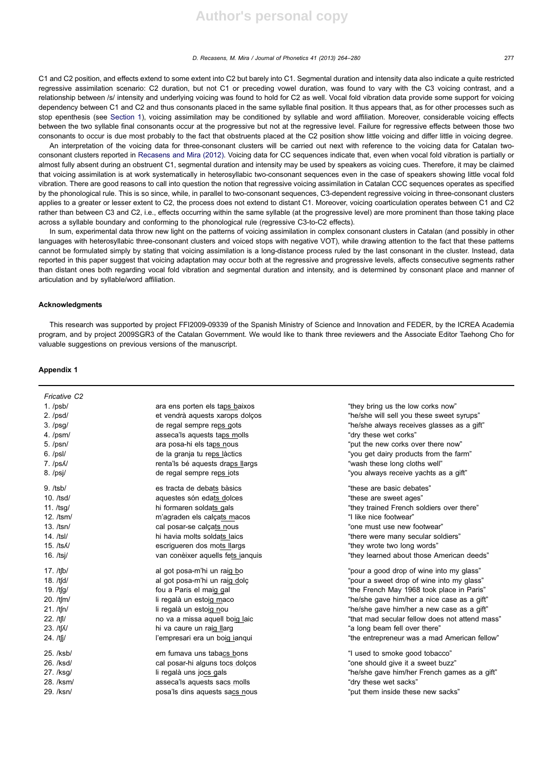C1 and C2 position, and effects extend to some extent into C2 but barely into C1. Segmental duration and intensity data also indicate a quite restricted regressive assimilation scenario: C2 duration, but not C1 or preceding vowel duration, was found to vary with the C3 voicing contrast, and a relationship between /s/ intensity and underlying voicing was found to hold for C2 as well. Vocal fold vibration data provide some support for voicing dependency between C1 and C2 and thus consonants placed in the same syllable final position. It thus appears that, as for other processes such as stop epenthesis (see Section 1), voicing assimilation may be conditioned by syllable and word affiliation. Moreover, considerable voicing effects between the two syllable final consonants occur at the progressive but not at the regressive level. Failure for regressive effects between those two consonants to occur is due most probably to the fact that obstruents placed at the C2 position show little voicing and differ little in voicing degree.

An interpretation of the voicing data for three-consonant clusters will be carried out next with reference to the voicing data for Catalan two-consonant clusters reported in Recasens and Mira (2012). Voicing data for CC sequences indicate that, even when vocal fold vibration is partially or almost fully absent during an obstruent C1, segmental duration and intensity may be used by speakers as voicing cues. Therefore, it may be claimed that voicing assimilation is at work systematically in heterosyllabic two-consonant sequences even in the case of speakers showing little vocal fold vibration. There are good reasons to call into question the notion that regressive voicing assimilation in Catalan CCC sequences operates as specified by the phonological rule. This is so since, while, in parallel to two-consonant sequences, C3-dependent regressive voicing in three-consonant clusters applies to a greater or lesser extent to C2, the process does not extend to distant C1. Moreover, voicing coarticulation operates between C1 and C2 rather than between C3 and C2, i.e., effects occurring within the same syllable (at the progressive level) are more prominent than those taking place across a syllable boundary and conforming to the phonological rule (regressive C3-to-C2 effects).

In sum, experimental data throw new light on the patterns of voicing assimilation in complex consonant clusters in Catalan (and possibly in other languages with heterosyllabic three-consonant clusters and voiced stops with negative VOT), while drawing attention to the fact that these patterns cannot be formulated simply by stating that voicing assimilation is a long-distance process ruled by the last consonant in the cluster. Instead, data reported in this paper suggest that voicing adaptation may occur both at the regressive and progressive levels, affects consecutive segments rather than distant ones both regarding vocal fold vibration and segmental duration and intensity, and is determined by consonant place and manner of articulation and by syllable/word affiliation.

## Acknowledgments

This research was supported by project FFI2009-09339 of the Spanish Ministry of Science and Innovation and FEDER, by the ICREA Academia program, and by project 2009SGR3 of the Catalan Government. We would like to thank three reviewers and the Associate Editor Taehong Cho for valuable suggestions on previous versions of the manuscript.

## Appendix 1

| *Fricative C2* | | |
|---|---|---|
| 1. /psb/ | ara ens porten els taps baixos | "they bring us the low corks now" |
| 2. /psd/ | et vendrà aquests xarops dolços | "he/she will sell you these sweet syrups" |
| 3. /psg/ | de regal sempre reps gots | "he/she always receives glasses as a gift" |
| 4. /psm/ | asseca'ls aquests taps molls | "dry these wet corks" |
| 5. /psn/ | ara posa-hi els taps nous | "put the new corks over there now" |
| 6. /psl/ | de la granja tu reps làctics | "you get dairy products from the farm" |
| 7. /psʎ/ | renta'ls bé aquests draps llargs | "wash these long cloths well" |
| 8. /psj/ | de regal sempre reps iots | "you always receive yachts as a gift" |
| 9. /tsb/ | es tracta de debats bàsics | "these are basic debates" |
| 10. /tsd/ | aquestes són edats dolces | "these are sweet ages" |
| 11. /tsg/ | hi formaren soldats gals | "they trained French soldiers over there" |
| 12. /tsm/ | m'agraden els calçats macos | "I like nice footwear" |
| 13. /tsn/ | cal posar-se calçats nous | "one must use new footwear" |
| 14. /tsl/ | hi havia molts soldats laics | "there were many secular soldiers" |
| 15. /tsʎ/ | escrigueren dos mots llargs | "they wrote two long words" |
| 16. /tsj/ | van conèixer aquells fets ianquis | "they learned about those American deeds" |
| 17. /tʃb/ | al got posa-m'hi un raig bo | "pour a good drop of wine into my glass" |
| 18. /tʃd/ | al got posa-m'hi un raig dolç | "pour a sweet drop of wine into my glass" |
| 19. /tʃg/ | fou a París el maig gal | "the French May 1968 took place in Paris" |
| 20. /tʃm/ | li regalà un estoig maco | "he/she gave him/her a nice case as a gift" |
| 21. /tʃn/ | li regalà un estoig nou | "he/she gave him/her a new case as a gift" |
| 22. /tʃl/ | no va a missa aquell boig laic | "that mad secular fellow does not attend mass" |
| 23. /tʃʎ/ | hi va caure un raig llarg | "a long beam fell over there" |
| 24. /tʃj/ | l'empresari era un boig ianqui | "the entrepreneur was a mad American fellow" |
| 25. /ksb/ | em fumava uns tabacs bons | "I used to smoke good tobacco" |
| 26. /ksd/ | cal posar-hi alguns tocs dolços | "one should give it a sweet buzz" |
| 27. /ksg/ | li regalà uns jocs gals | "he/she gave him/her French games as a gift" |
| 28. /ksm/ | asseca'ls aquests sacs molls | "dry these wet sacks" |
| 29. /ksn/ | posa'ls dins aquests sacs nous | "put them inside these new sacks" |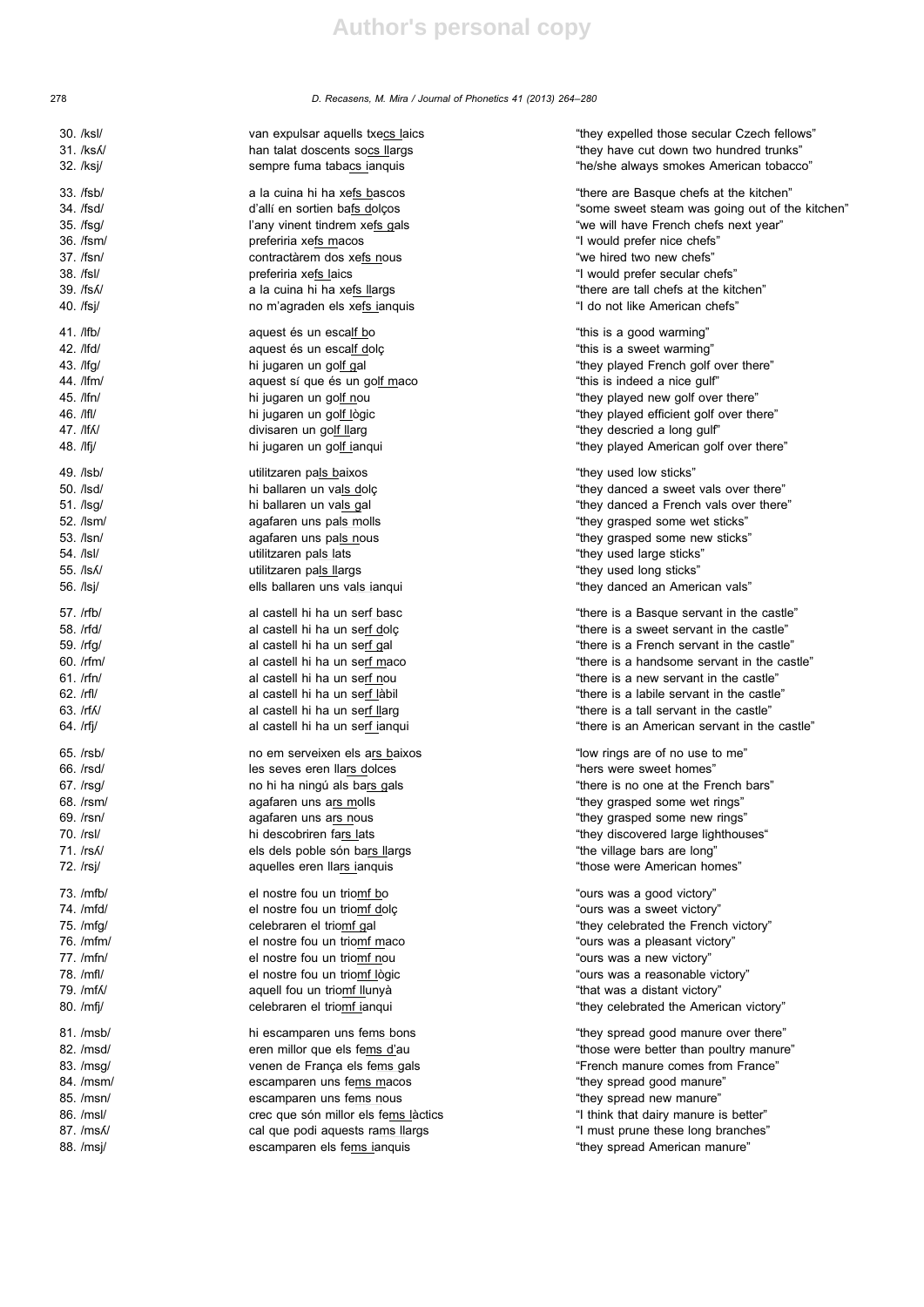| | | |
|---|---|---|
| 30. /ksl/ | van expulsar aquells txecs laics | "they expelled those secular Czech fellows" |
| 31. /ksʎ/ | han talat doscents socs llargs | "they have cut down two hundred trunks" |
| 32. /ksj/ | sempre fuma tabacs ianquis | "he/she always smokes American tobacco" |
| 33. /fsb/ | a la cuina hi ha xefs bascos | "there are Basque chefs at the kitchen" |
| 34. /fsd/ | d'allí en sortien bafs dolços | "some sweet steam was going out of the kitchen" |
| 35. /fsg/ | l'any vinent tindrem xefs gals | "we will have French chefs next year" |
| 36. /fsm/ | preferiria xefs macos | "I would prefer nice chefs" |
| 37. /fsn/ | contractàrem dos xefs nous | "we hired two new chefs" |
| 38. /fsl/ | preferiria xefs laics | "I would prefer secular chefs" |
| 39. /fsʎ/ | a la cuina hi ha xefs llargs | "there are tall chefs at the kitchen" |
| 40. /fsj/ | no m'agraden els xefs ianquis | "I do not like American chefs" |
| 41. /lfb/ | aquest és un escalf bo | "this is a good warming" |
| 42. /lfd/ | aquest és un escalf dolç | "this is a sweet warming" |
| 43. /lfg/ | hi jugaren un golf gal | "they played French golf over there" |
| 44. /lfm/ | aquest sí que és un golf maco | "this is indeed a nice gulf" |
| 45. /lfn/ | hi jugaren un golf nou | "they played new golf over there" |
| 46. /lfl/ | hi jugaren un golf lògic | "they played efficient golf over there" |
| 47. /lfʎ/ | divisaren un golf llarg | "they descried a long gulf" |
| 48. /lfj/ | hi jugaren un golf ianqui | "they played American golf over there" |
| 49. /lsb/ | utilitzaren pals baixos | "they used low sticks" |
| 50. /lsd/ | hi ballaren un vals dolç | "they danced a sweet vals over there" |
| 51. /lsg/ | hi ballaren un vals gal | "they danced a French vals over there" |
| 52. /lsm/ | agafaren uns pals molls | "they grasped some wet sticks" |
| 53. /lsn/ | agafaren uns pals nous | "they grasped some new sticks" |
| 54. /lsl/ | utilitzaren pals lats | "they used large sticks" |
| 55. /lsʎ/ | utilitzaren pals llargs | "they used long sticks" |
| 56. /lsj/ | ells ballaren uns vals ianqui | "they danced an American vals" |
| 57. /rfb/ | al castell hi ha un serf basc | "there is a Basque servant in the castle" |
| 58. /rfd/ | al castell hi ha un serf dolç | "there is a sweet servant in the castle" |
| 59. /rfg/ | al castell hi ha un serf gal | "there is a French servant in the castle" |
| 60. /rfm/ | al castell hi ha un serf maco | "there is a handsome servant in the castle" |
| 61. /rfn/ | al castell hi ha un serf nou | "there is a new servant in the castle" |
| 62. /rfl/ | al castell hi ha un serf làbil | "there is a labile servant in the castle" |
| 63. /rfʎ/ | al castell hi ha un serf llarg | "there is a tall servant in the castle" |
| 64. /rfj/ | al castell hi ha un serf ianqui | "there is an American servant in the castle" |
| 65. /rsb/ | no em serveixen els ars baixos | "low rings are of no use to me" |
| 66. /rsd/ | les seves eren llars dolces | "hers were sweet homes" |
| 67. /rsg/ | no hi ha ningú als bars gals | "there is no one at the French bars" |
| 68. /rsm/ | agafaren uns ars molls | "they grasped some wet rings" |
| 69. /rsn/ | agafaren uns ars nous | "they grasped some new rings" |
| 70. /rsl/ | hi descobriren fars lats | "they discovered large lighthouses" |
| 71. /rsʎ/ | els dels poble són bars llargs | "the village bars are long" |
| 72. /rsj/ | aquelles eren llars ianquis | "those were American homes" |
| 73. /mfb/ | el nostre fou un triomf bo | "ours was a good victory" |
| 74. /mfd/ | el nostre fou un triomf dolç | "ours was a sweet victory" |
| 75. /mfg/ | celebraren el triomf gal | "they celebrated the French victory" |
| 76. /mfm/ | el nostre fou un triomf maco | "ours was a pleasant victory" |
| 77. /mfn/ | el nostre fou un triomf nou | "ours was a new victory" |
| 78. /mfl/ | el nostre fou un triomf lògic | "ours was a reasonable victory" |
| 79. /mfʎ/ | aquell fou un triomf llunyà | "that was a distant victory" |
| 80. /mfj/ | celebraren el triomf ianqui | "they celebrated the American victory" |
| 81. /msb/ | hi escamparen uns fems bons | "they spread good manure over there" |
| 82. /msd/ | eren millor que els fems d'au | "those were better than poultry manure" |
| 83. /msg/ | venen de França els fems gals | "French manure comes from France" |
| 84. /msm/ | escamparen uns fems macos | "they spread good manure" |
| 85. /msn/ | escamparen uns fems nous | "they spread new manure" |
| 86. /msl/ | crec que són millor els fems làctics | "I think that dairy manure is better" |
| 87. /msʎ/ | cal que podi aquests rams llargs | "I must prune these long branches" |
| 88. /msj/ | escamparen els fems ianquis | "they spread American manure" |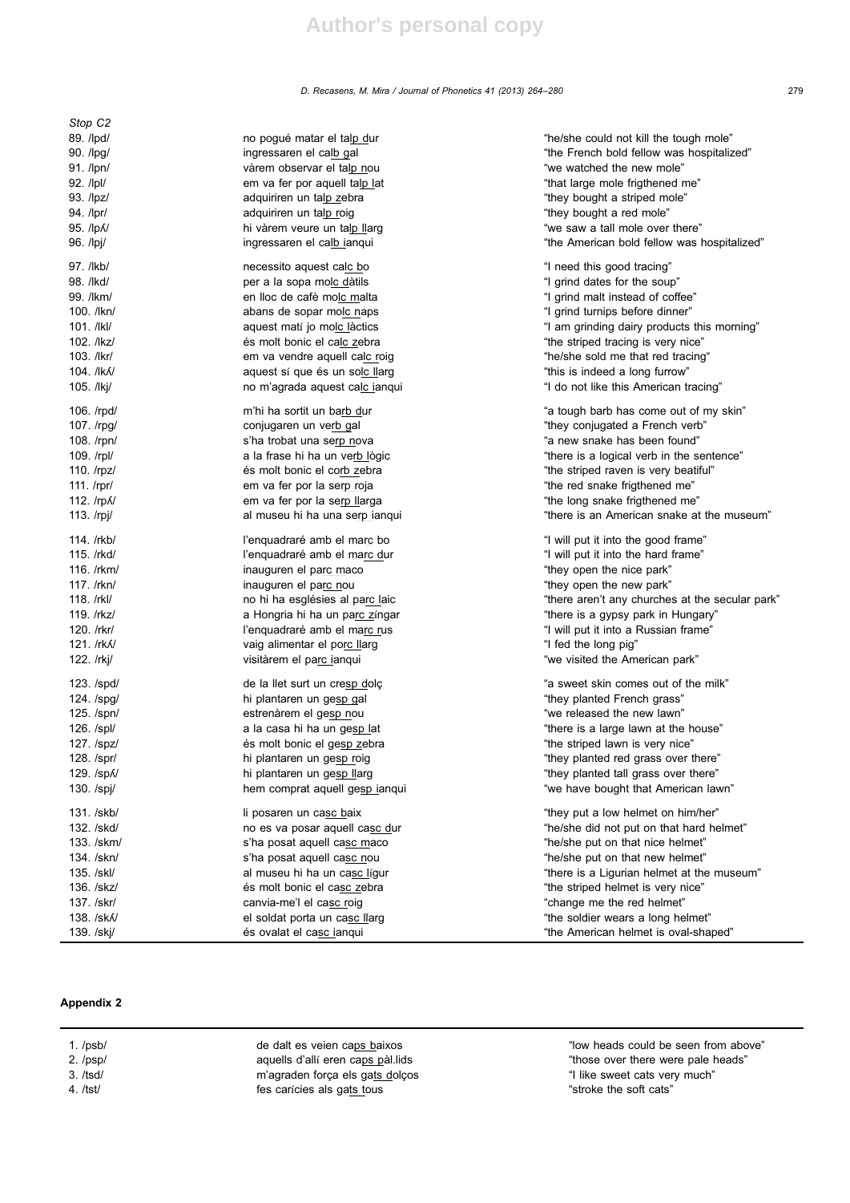*Stop C2*

| | | |
|---|---|---|
| 89. /lpd/ | no pogué matar el talp dur | "he/she could not kill the tough mole" |
| 90. /lpg/ | ingressaren el calb gal | "the French bold fellow was hospitalized" |
| 91. /lpn/ | vàrem observar el talp nou | "we watched the new mole" |
| 92. /lpl/ | em va fer por aquell talp lat | "that large mole frigthened me" |
| 93. /lpz/ | adquiriren un talp zebra | "they bought a striped mole" |
| 94. /lpr/ | adquiriren un talp roig | "they bought a red mole" |
| 95. /lpʎ/ | hi vàrem veure un talp llarg | "we saw a tall mole over there" |
| 96. /lpj/ | ingressaren el calb ianqui | "the American bold fellow was hospitalized" |
| 97. /lkb/ | necessito aquest calc bo | "I need this good tracing" |
| 98. /lkd/ | per a la sopa molc dàtils | "I grind dates for the soup" |
| 99. /lkm/ | en lloc de cafè molc malta | "I grind malt instead of coffee" |
| 100. /lkn/ | abans de sopar molc naps | "I grind turnips before dinner" |
| 101. /lkl/ | aquest matí jo molc làctics | "I am grinding dairy products this morning" |
| 102. /lkz/ | és molt bonic el calc zebra | "the striped tracing is very nice" |
| 103. /lkr/ | em va vendre aquell calc roig | "he/she sold me that red tracing" |
| 104. /lkʎ/ | aquest sí que és un solc llarg | "this is indeed a long furrow" |
| 105. /lkj/ | no m'agrada aquest calc ianqui | "I do not like this American tracing" |
| 106. /rpd/ | m'hi ha sortit un barb dur | "a tough barb has come out of my skin" |
| 107. /rpg/ | conjugaren un verb gal | "they conjugated a French verb" |
| 108. /rpn/ | s'ha trobat una serp nova | "a new snake has been found" |
| 109. /rpl/ | a la frase hi ha un verb lògic | "there is a logical verb in the sentence" |
| 110. /rpz/ | és molt bonic el corb zebra | "the striped raven is very beatiful" |
| 111. /rpr/ | em va fer por la serp roja | "the red snake frigthened me" |
| 112. /rpʎ/ | em va fer por la serp llarga | "the long snake frigthened me" |
| 113. /rpj/ | al museu hi ha una serp ianqui | "there is an American snake at the museum" |
| 114. /rkb/ | l'enquadraré amb el marc bo | "I will put it into the good frame" |
| 115. /rkd/ | l'enquadraré amb el marc dur | "I will put it into the hard frame" |
| 116. /rkm/ | inauguren el parc maco | "they open the nice park" |
| 117. /rkn/ | inauguren el parc nou | "they open the new park" |
| 118. /rkl/ | no hi ha esglésies al parc laic | "there aren't any churches at the secular park" |
| 119. /rkz/ | a Hongria hi ha un parc zíngar | "there is a gypsy park in Hungary" |
| 120. /rkr/ | l'enquadraré amb el marc rus | "I will put it into a Russian frame" |
| 121. /rkʎ/ | vaig alimentar el porc llarg | "I fed the long pig" |
| 122. /rkj/ | visitàrem el parc ianqui | "we visited the American park" |
| 123. /spd/ | de la llet surt un cresp dolç | "a sweet skin comes out of the milk" |
| 124. /spg/ | hi plantaren un gesp gal | "they planted French grass" |
| 125. /spn/ | estrenàrem el gesp nou | "we released the new lawn" |
| 126. /spl/ | a la casa hi ha un gesp lat | "there is a large lawn at the house" |
| 127. /spz/ | és molt bonic el gesp zebra | "the striped lawn is very nice" |
| 128. /spr/ | hi plantaren un gesp roig | "they planted red grass over there" |
| 129. /spʎ/ | hi plantaren un gesp llarg | "they planted tall grass over there" |
| 130. /spj/ | hem comprat aquell gesp ianqui | "we have bought that American lawn" |
| 131. /skb/ | li posaren un casc baix | "they put a low helmet on him/her" |
| 132. /skd/ | no es va posar aquell casc dur | "he/she did not put on that hard helmet" |
| 133. /skm/ | s'ha posat aquell casc maco | "he/she put on that nice helmet" |
| 134. /skn/ | s'ha posat aquell casc nou | "he/she put on that new helmet" |
| 135. /skl/ | al museu hi ha un casc lígur | "there is a Ligurian helmet at the museum" |
| 136. /skz/ | és molt bonic el casc zebra | "the striped helmet is very nice" |
| 137. /skr/ | canvia-me'l el casc roig | "change me the red helmet" |
| 138. /skʎ/ | el soldat porta un casc llarg | "the soldier wears a long helmet" |
| 139. /skj/ | és ovalat el casc ianqui | "the American helmet is oval-shaped" |

## Appendix 2

| | | |
|---|---|---|
| 1. /psb/ | de dalt es veien caps baixos | "low heads could be seen from above" |
| 2. /psp/ | aquells d'allí eren caps pàl.lids | "those over there were pale heads" |
| 3. /tsd/ | m'agraden força els gats dolços | "I like sweet cats very much" |
| 4. /tst/ | fes carícies als gats tous | "stroke the soft cats" |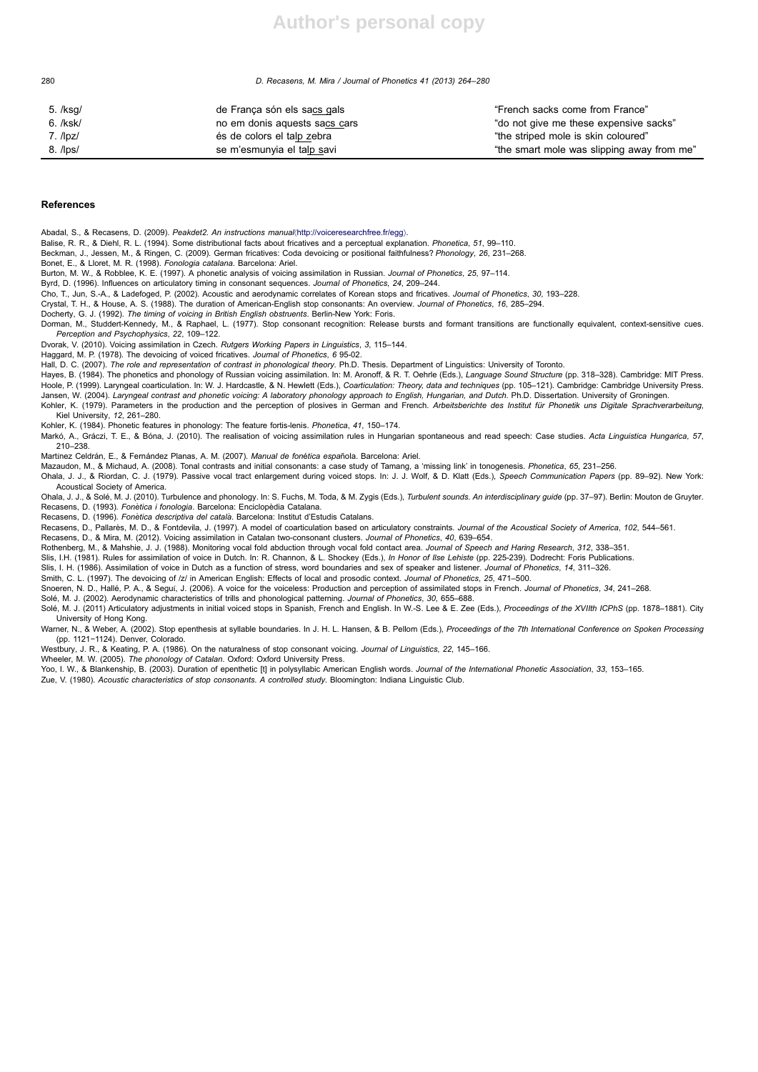| | | |
|---|---|---|
| 5. /ksg/ | de França són els sacs gals | "French sacks come from France" |
| 6. /ksk/ | no em donis aquests sacs cars | "do not give me these expensive sacks" |
| 7. /lpz/ | és de colors el talp zebra | "the striped mole is skin coloured" |
| 8. /lps/ | se m'esmunyia el talp savi | "the smart mole was slipping away from me" |

## References

Abadal, S., & Recasens, D. (2009). *Peakdet2. An instructions manual*⟨http://voiceresearchfree.fr/egg⟩.

Balise, R. R., & Diehl, R. L. (1994). Some distributional facts about fricatives and a perceptual explanation. *Phonetica*, *51*, 99–110.

Beckman, J., Jessen, M., & Ringen, C. (2009). German fricatives: Coda devoicing or positional faithfulness? *Phonology*, *26*, 231–268.

Bonet, E., & Lloret, M. R. (1998). *Fonologia catalana*. Barcelona: Ariel.

Burton, M. W., & Robblee, K. E. (1997). A phonetic analysis of voicing assimilation in Russian. *Journal of Phonetics*, *25*, 97–114.

Byrd, D. (1996). Influences on articulatory timing in consonant sequences. *Journal of Phonetics*, *24*, 209–244.

Cho, T., Jun, S.-A., & Ladefoged, P. (2002). Acoustic and aerodynamic correlates of Korean stops and fricatives. *Journal of Phonetics*, *30*, 193–228.

Crystal, T. H., & House, A. S. (1988). The duration of American-English stop consonants: An overview. *Journal of Phonetics*, *16*, 285–294.

Docherty, G. J. (1992). *The timing of voicing in British English obstruents*. Berlin-New York: Foris.

Dorman, M., Studdert-Kennedy, M., & Raphael, L. (1977). Stop consonant recognition: Release bursts and formant transitions are functionally equivalent, context-sensitive cues. *Perception and Psychophysics*, *22*, 109–122.

Dvorak, V. (2010). Voicing assimilation in Czech. *Rutgers Working Papers in Linguistics*, *3*, 115–144.

Haggard, M. P. (1978). The devoicing of voiced fricatives. *Journal of Phonetics*, *6* 95-02.

Hall, D. C. (2007). *The role and representation of contrast in phonological theory*. Ph.D. Thesis. Department of Linguistics: University of Toronto.

Hayes, B. (1984). The phonetics and phonology of Russian voicing assimilation. In: M. Aronoff, & R. T. Oehrle (Eds.), *Language Sound Structure* (pp. 318–328). Cambridge: MIT Press.

Hoole, P. (1999). Laryngeal coarticulation. In: W. J. Hardcastle, & N. Hewlett (Eds.), *Coarticulation: Theory, data and techniques* (pp. 105–121). Cambridge: Cambridge University Press.

Jansen, W. (2004). *Laryngeal contrast and phonetic voicing: A laboratory phonology approach to English, Hungarian, and Dutch*. Ph.D. Dissertation. University of Groningen.

Kohler, K. (1979). Parameters in the production and the perception of plosives in German and French. *Arbeitsberichte des Institut für Phonetik uns Digitale Sprachverarbeitung*, Kiel University, *12*, 261–280.

Kohler, K. (1984). Phonetic features in phonology: The feature fortis-lenis. *Phonetica*, *41*, 150–174.

Markó, A., Gráczi, T. E., & Bóna, J. (2010). The realisation of voicing assimilation rules in Hungarian spontaneous and read speech: Case studies. *Acta Linguistica Hungarica*, *57*, 210–238.

Martínez Celdrán, E., & Fernández Planas, A. M. (2007). *Manual de fonética española*. Barcelona: Ariel.

Mazaudon, M., & Michaud, A. (2008). Tonal contrasts and initial consonants: a case study of Tamang, a 'missing link' in tonogenesis. *Phonetica*, *65*, 231–256.

Ohala, J. J., & Riordan, C. J. (1979). Passive vocal tract enlargement during voiced stops. In: J. J. Wolf, & D. Klatt (Eds.), *Speech Communication Papers* (pp. 89–92). New York: Acoustical Society of America.

Ohala, J. J., & Solé, M. J. (2010). Turbulence and phonology. In: S. Fuchs, M. Toda, & M. Zygis (Eds.), *Turbulent sounds. An interdisciplinary guide* (pp. 37–97). Berlin: Mouton de Gruyter.

Recasens, D. (1993). *Fonètica i fonologia*. Barcelona: Enciclopèdia Catalana.

Recasens, D. (1996). *Fonètica descriptiva del català*. Barcelona: Institut d'Estudis Catalans.

Recasens, D., Pallarès, M. D., & Fontdevila, J. (1997). A model of coarticulation based on articulatory constraints. *Journal of the Acoustical Society of America*, *102*, 544–561.

Recasens, D., & Mira, M. (2012). Voicing assimilation in Catalan two-consonant clusters. *Journal of Phonetics*, *40*, 639–654.

Rothenberg, M., & Mahshie, J. J. (1988). Monitoring vocal fold abduction through vocal fold contact area. *Journal of Speech and Haring Research*, *312*, 338–351.

Slis, I.H. (1981). Rules for assimilation of voice in Dutch. In: R. Channon, & L. Shockey (Eds.), *In Honor of Ilse Lehiste* (pp. 225-239). Dodrecht: Foris Publications.

Slis, I. H. (1986). Assimilation of voice in Dutch as a function of stress, word boundaries and sex of speaker and listener. *Journal of Phonetics*, *14*, 311–326.

Smith, C. L. (1997). The devoicing of /z/ in American English: Effects of local and prosodic context. *Journal of Phonetics*, *25*, 471–500.

Snoeren, N. D., Hallé, P. A., & Seguí, J. (2006). A voice for the voiceless: Production and perception of assimilated stops in French. *Journal of Phonetics*, *34*, 241–268.

Solé, M. J. (2002). Aerodynamic characteristics of trills and phonological patterning. *Journal of Phonetics*, *30*, 655–688.

Solé, M. J. (2011) Articulatory adjustments in initial voiced stops in Spanish, French and English. In W.-S. Lee & E. Zee (Eds.), *Proceedings of the XVIIth ICPhS* (pp. 1878–1881). City University of Hong Kong.

Warner, N., & Weber, A. (2002). Stop epenthesis at syllable boundaries. In J. H. L. Hansen, & B. Pellom (Eds.), *Proceedings of the 7th International Conference on Spoken Processing* (pp. 1121−1124). Denver, Colorado.

Westbury, J. R., & Keating, P. A. (1986). On the naturalness of stop consonant voicing. *Journal of Linguistics*, *22*, 145–166.

Wheeler, M. W. (2005). *The phonology of Catalan*. Oxford: Oxford University Press.

Yoo, I. W., & Blankenship, B. (2003). Duration of epenthetic [t] in polysyllabic American English words. *Journal of the International Phonetic Association*, *33*, 153–165.

Zue, V. (1980). *Acoustic characteristics of stop consonants. A controlled study*. Bloomington: Indiana Linguistic Club.